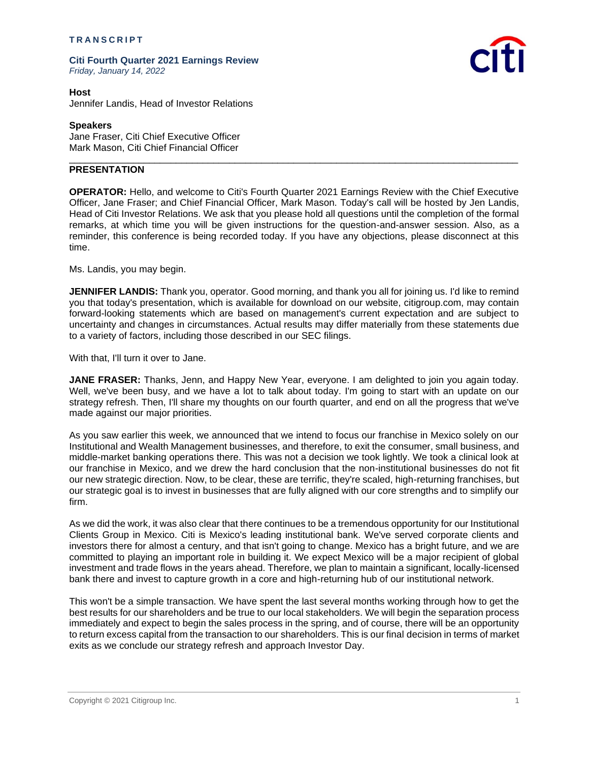**TRANSCRIPT**

**Citi Fourth Quarter 2021 Earnings Review**
*Friday, January 14, 2022*

**Host**
Jennifer Landis, Head of Investor Relations

**Speakers**
Jane Fraser, Citi Chief Executive Officer
Mark Mason, Citi Chief Financial Officer

---

## PRESENTATION

**OPERATOR:** Hello, and welcome to Citi's Fourth Quarter 2021 Earnings Review with the Chief Executive Officer, Jane Fraser; and Chief Financial Officer, Mark Mason. Today's call will be hosted by Jen Landis, Head of Citi Investor Relations. We ask that you please hold all questions until the completion of the formal remarks, at which time you will be given instructions for the question-and-answer session. Also, as a reminder, this conference is being recorded today. If you have any objections, please disconnect at this time.

Ms. Landis, you may begin.

**JENNIFER LANDIS:** Thank you, operator. Good morning, and thank you all for joining us. I'd like to remind you that today's presentation, which is available for download on our website, citigroup.com, may contain forward-looking statements which are based on management's current expectation and are subject to uncertainty and changes in circumstances. Actual results may differ materially from these statements due to a variety of factors, including those described in our SEC filings.

With that, I'll turn it over to Jane.

**JANE FRASER:** Thanks, Jenn, and Happy New Year, everyone. I am delighted to join you again today. Well, we've been busy, and we have a lot to talk about today. I'm going to start with an update on our strategy refresh. Then, I'll share my thoughts on our fourth quarter, and end on all the progress that we've made against our major priorities.

As you saw earlier this week, we announced that we intend to focus our franchise in Mexico solely on our Institutional and Wealth Management businesses, and therefore, to exit the consumer, small business, and middle-market banking operations there. This was not a decision we took lightly. We took a clinical look at our franchise in Mexico, and we drew the hard conclusion that the non-institutional businesses do not fit our new strategic direction. Now, to be clear, these are terrific, they're scaled, high-returning franchises, but our strategic goal is to invest in businesses that are fully aligned with our core strengths and to simplify our firm.

As we did the work, it was also clear that there continues to be a tremendous opportunity for our Institutional Clients Group in Mexico. Citi is Mexico's leading institutional bank. We've served corporate clients and investors there for almost a century, and that isn't going to change. Mexico has a bright future, and we are committed to playing an important role in building it. We expect Mexico will be a major recipient of global investment and trade flows in the years ahead. Therefore, we plan to maintain a significant, locally-licensed bank there and invest to capture growth in a core and high-returning hub of our institutional network.

This won't be a simple transaction. We have spent the last several months working through how to get the best results for our shareholders and be true to our local stakeholders. We will begin the separation process immediately and expect to begin the sales process in the spring, and of course, there will be an opportunity to return excess capital from the transaction to our shareholders. This is our final decision in terms of market exits as we conclude our strategy refresh and approach Investor Day.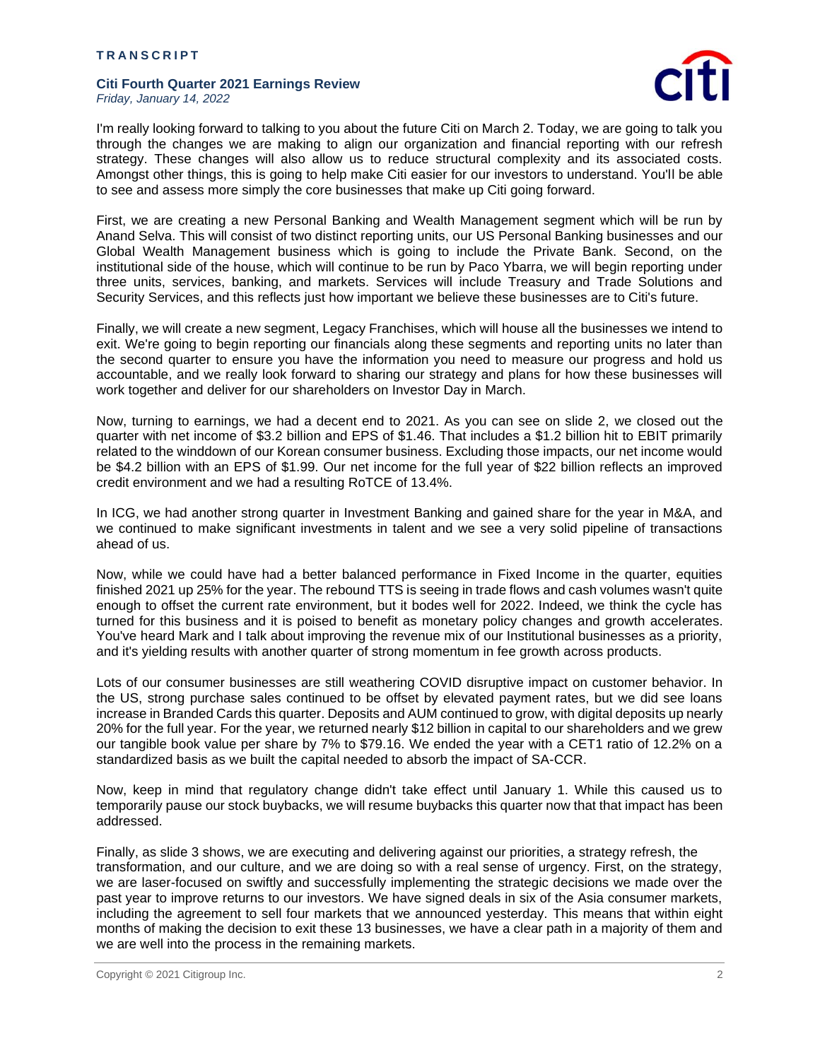I'm really looking forward to talking to you about the future Citi on March 2. Today, we are going to talk you through the changes we are making to align our organization and financial reporting with our refresh strategy. These changes will also allow us to reduce structural complexity and its associated costs. Amongst other things, this is going to help make Citi easier for our investors to understand. You'll be able to see and assess more simply the core businesses that make up Citi going forward.

First, we are creating a new Personal Banking and Wealth Management segment which will be run by Anand Selva. This will consist of two distinct reporting units, our US Personal Banking businesses and our Global Wealth Management business which is going to include the Private Bank. Second, on the institutional side of the house, which will continue to be run by Paco Ybarra, we will begin reporting under three units, services, banking, and markets. Services will include Treasury and Trade Solutions and Security Services, and this reflects just how important we believe these businesses are to Citi's future.

Finally, we will create a new segment, Legacy Franchises, which will house all the businesses we intend to exit. We're going to begin reporting our financials along these segments and reporting units no later than the second quarter to ensure you have the information you need to measure our progress and hold us accountable, and we really look forward to sharing our strategy and plans for how these businesses will work together and deliver for our shareholders on Investor Day in March.

Now, turning to earnings, we had a decent end to 2021. As you can see on slide 2, we closed out the quarter with net income of $3.2 billion and EPS of $1.46. That includes a $1.2 billion hit to EBIT primarily related to the winddown of our Korean consumer business. Excluding those impacts, our net income would be $4.2 billion with an EPS of $1.99. Our net income for the full year of $22 billion reflects an improved credit environment and we had a resulting RoTCE of 13.4%.

In ICG, we had another strong quarter in Investment Banking and gained share for the year in M&A, and we continued to make significant investments in talent and we see a very solid pipeline of transactions ahead of us.

Now, while we could have had a better balanced performance in Fixed Income in the quarter, equities finished 2021 up 25% for the year. The rebound TTS is seeing in trade flows and cash volumes wasn't quite enough to offset the current rate environment, but it bodes well for 2022. Indeed, we think the cycle has turned for this business and it is poised to benefit as monetary policy changes and growth accelerates. You've heard Mark and I talk about improving the revenue mix of our Institutional businesses as a priority, and it's yielding results with another quarter of strong momentum in fee growth across products.

Lots of our consumer businesses are still weathering COVID disruptive impact on customer behavior. In the US, strong purchase sales continued to be offset by elevated payment rates, but we did see loans increase in Branded Cards this quarter. Deposits and AUM continued to grow, with digital deposits up nearly 20% for the full year. For the year, we returned nearly $12 billion in capital to our shareholders and we grew our tangible book value per share by 7% to $79.16. We ended the year with a CET1 ratio of 12.2% on a standardized basis as we built the capital needed to absorb the impact of SA-CCR.

Now, keep in mind that regulatory change didn't take effect until January 1. While this caused us to temporarily pause our stock buybacks, we will resume buybacks this quarter now that that impact has been addressed.

Finally, as slide 3 shows, we are executing and delivering against our priorities, a strategy refresh, the transformation, and our culture, and we are doing so with a real sense of urgency. First, on the strategy, we are laser-focused on swiftly and successfully implementing the strategic decisions we made over the past year to improve returns to our investors. We have signed deals in six of the Asia consumer markets, including the agreement to sell four markets that we announced yesterday. This means that within eight months of making the decision to exit these 13 businesses, we have a clear path in a majority of them and we are well into the process in the remaining markets.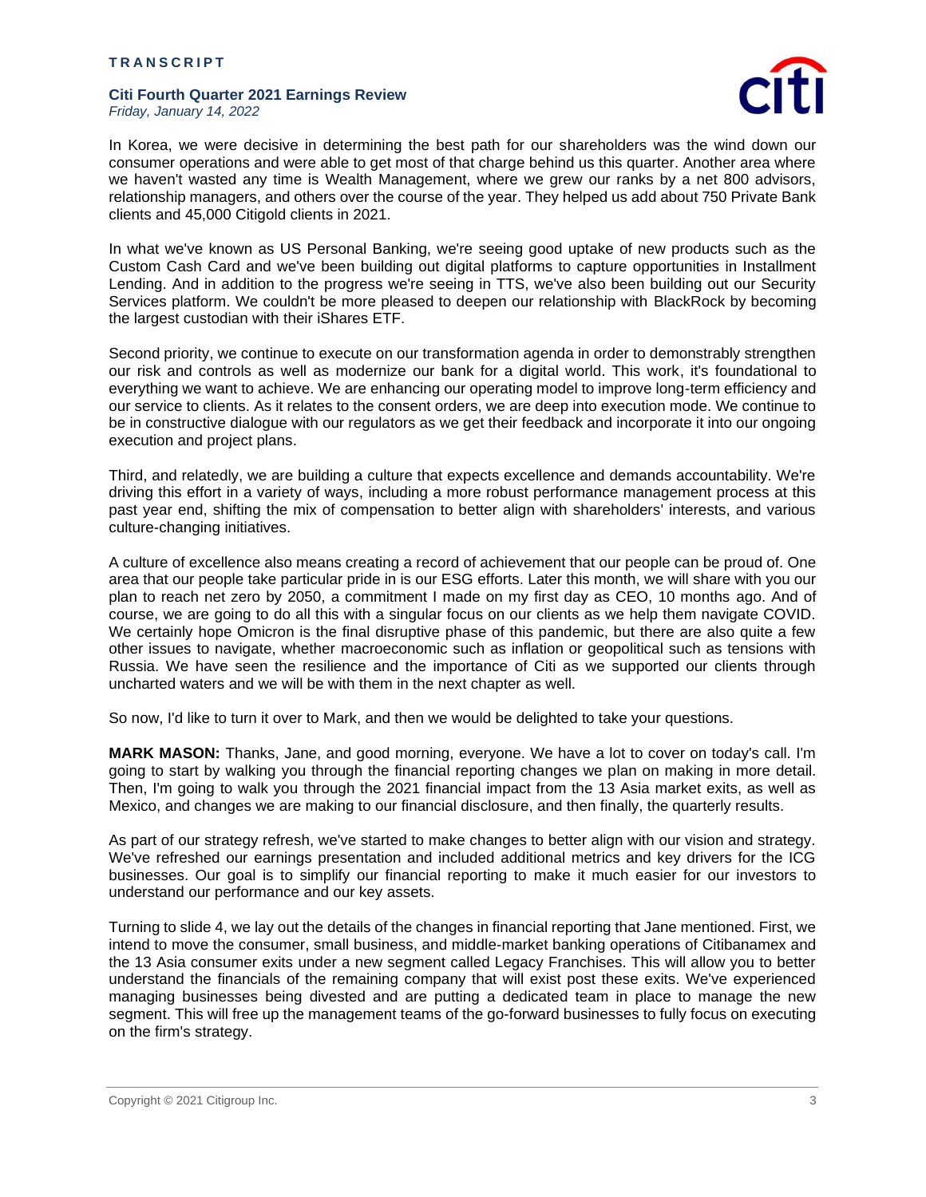In Korea, we were decisive in determining the best path for our shareholders was the wind down our consumer operations and were able to get most of that charge behind us this quarter. Another area where we haven't wasted any time is Wealth Management, where we grew our ranks by a net 800 advisors, relationship managers, and others over the course of the year. They helped us add about 750 Private Bank clients and 45,000 Citigold clients in 2021.

In what we've known as US Personal Banking, we're seeing good uptake of new products such as the Custom Cash Card and we've been building out digital platforms to capture opportunities in Installment Lending. And in addition to the progress we're seeing in TTS, we've also been building out our Security Services platform. We couldn't be more pleased to deepen our relationship with BlackRock by becoming the largest custodian with their iShares ETF.

Second priority, we continue to execute on our transformation agenda in order to demonstrably strengthen our risk and controls as well as modernize our bank for a digital world. This work, it's foundational to everything we want to achieve. We are enhancing our operating model to improve long-term efficiency and our service to clients. As it relates to the consent orders, we are deep into execution mode. We continue to be in constructive dialogue with our regulators as we get their feedback and incorporate it into our ongoing execution and project plans.

Third, and relatedly, we are building a culture that expects excellence and demands accountability. We're driving this effort in a variety of ways, including a more robust performance management process at this past year end, shifting the mix of compensation to better align with shareholders' interests, and various culture-changing initiatives.

A culture of excellence also means creating a record of achievement that our people can be proud of. One area that our people take particular pride in is our ESG efforts. Later this month, we will share with you our plan to reach net zero by 2050, a commitment I made on my first day as CEO, 10 months ago. And of course, we are going to do all this with a singular focus on our clients as we help them navigate COVID. We certainly hope Omicron is the final disruptive phase of this pandemic, but there are also quite a few other issues to navigate, whether macroeconomic such as inflation or geopolitical such as tensions with Russia. We have seen the resilience and the importance of Citi as we supported our clients through uncharted waters and we will be with them in the next chapter as well.

So now, I'd like to turn it over to Mark, and then we would be delighted to take your questions.

**MARK MASON:** Thanks, Jane, and good morning, everyone. We have a lot to cover on today's call. I'm going to start by walking you through the financial reporting changes we plan on making in more detail. Then, I'm going to walk you through the 2021 financial impact from the 13 Asia market exits, as well as Mexico, and changes we are making to our financial disclosure, and then finally, the quarterly results.

As part of our strategy refresh, we've started to make changes to better align with our vision and strategy. We've refreshed our earnings presentation and included additional metrics and key drivers for the ICG businesses. Our goal is to simplify our financial reporting to make it much easier for our investors to understand our performance and our key assets.

Turning to slide 4, we lay out the details of the changes in financial reporting that Jane mentioned. First, we intend to move the consumer, small business, and middle-market banking operations of Citibanamex and the 13 Asia consumer exits under a new segment called Legacy Franchises. This will allow you to better understand the financials of the remaining company that will exist post these exits. We've experienced managing businesses being divested and are putting a dedicated team in place to manage the new segment. This will free up the management teams of the go-forward businesses to fully focus on executing on the firm's strategy.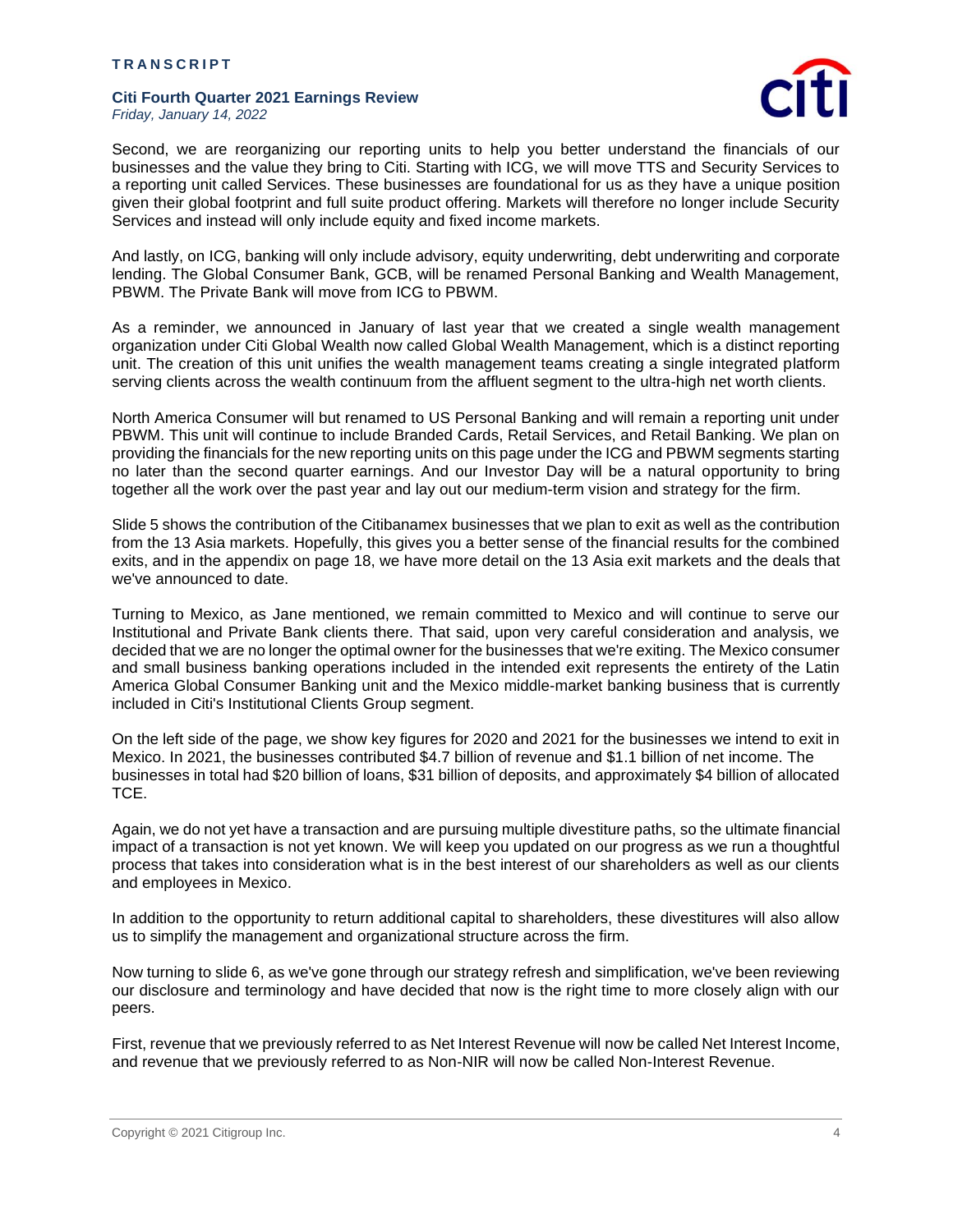Second, we are reorganizing our reporting units to help you better understand the financials of our businesses and the value they bring to Citi. Starting with ICG, we will move TTS and Security Services to a reporting unit called Services. These businesses are foundational for us as they have a unique position given their global footprint and full suite product offering. Markets will therefore no longer include Security Services and instead will only include equity and fixed income markets.

And lastly, on ICG, banking will only include advisory, equity underwriting, debt underwriting and corporate lending. The Global Consumer Bank, GCB, will be renamed Personal Banking and Wealth Management, PBWM. The Private Bank will move from ICG to PBWM.

As a reminder, we announced in January of last year that we created a single wealth management organization under Citi Global Wealth now called Global Wealth Management, which is a distinct reporting unit. The creation of this unit unifies the wealth management teams creating a single integrated platform serving clients across the wealth continuum from the affluent segment to the ultra-high net worth clients.

North America Consumer will but renamed to US Personal Banking and will remain a reporting unit under PBWM. This unit will continue to include Branded Cards, Retail Services, and Retail Banking. We plan on providing the financials for the new reporting units on this page under the ICG and PBWM segments starting no later than the second quarter earnings. And our Investor Day will be a natural opportunity to bring together all the work over the past year and lay out our medium-term vision and strategy for the firm.

Slide 5 shows the contribution of the Citibanamex businesses that we plan to exit as well as the contribution from the 13 Asia markets. Hopefully, this gives you a better sense of the financial results for the combined exits, and in the appendix on page 18, we have more detail on the 13 Asia exit markets and the deals that we've announced to date.

Turning to Mexico, as Jane mentioned, we remain committed to Mexico and will continue to serve our Institutional and Private Bank clients there. That said, upon very careful consideration and analysis, we decided that we are no longer the optimal owner for the businesses that we're exiting. The Mexico consumer and small business banking operations included in the intended exit represents the entirety of the Latin America Global Consumer Banking unit and the Mexico middle-market banking business that is currently included in Citi's Institutional Clients Group segment.

On the left side of the page, we show key figures for 2020 and 2021 for the businesses we intend to exit in Mexico. In 2021, the businesses contributed $4.7 billion of revenue and $1.1 billion of net income. The businesses in total had $20 billion of loans, $31 billion of deposits, and approximately $4 billion of allocated TCE.

Again, we do not yet have a transaction and are pursuing multiple divestiture paths, so the ultimate financial impact of a transaction is not yet known. We will keep you updated on our progress as we run a thoughtful process that takes into consideration what is in the best interest of our shareholders as well as our clients and employees in Mexico.

In addition to the opportunity to return additional capital to shareholders, these divestitures will also allow us to simplify the management and organizational structure across the firm.

Now turning to slide 6, as we've gone through our strategy refresh and simplification, we've been reviewing our disclosure and terminology and have decided that now is the right time to more closely align with our peers.

First, revenue that we previously referred to as Net Interest Revenue will now be called Net Interest Income, and revenue that we previously referred to as Non-NIR will now be called Non-Interest Revenue.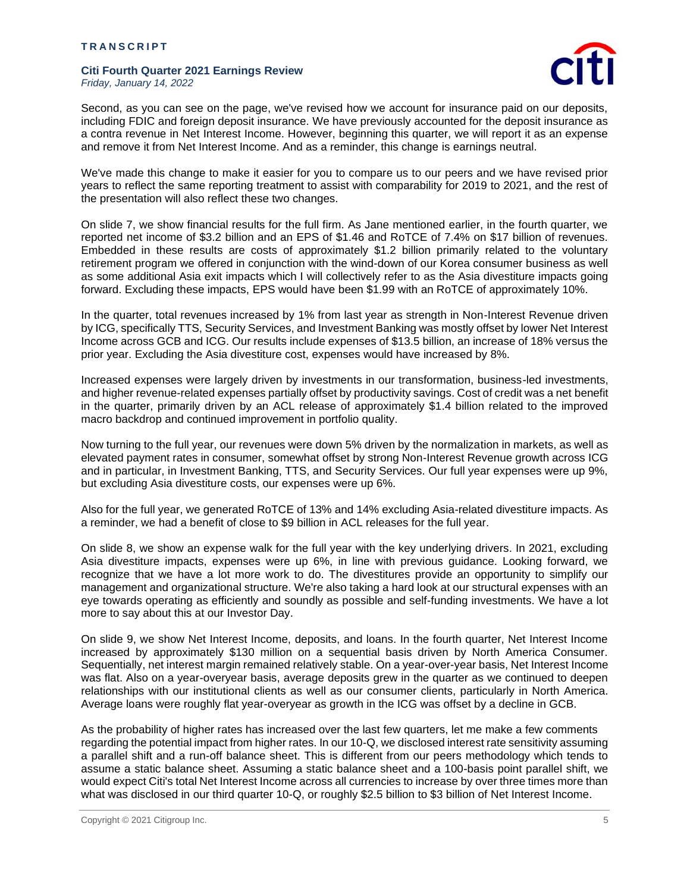Second, as you can see on the page, we've revised how we account for insurance paid on our deposits, including FDIC and foreign deposit insurance. We have previously accounted for the deposit insurance as a contra revenue in Net Interest Income. However, beginning this quarter, we will report it as an expense and remove it from Net Interest Income. And as a reminder, this change is earnings neutral.

We've made this change to make it easier for you to compare us to our peers and we have revised prior years to reflect the same reporting treatment to assist with comparability for 2019 to 2021, and the rest of the presentation will also reflect these two changes.

On slide 7, we show financial results for the full firm. As Jane mentioned earlier, in the fourth quarter, we reported net income of $3.2 billion and an EPS of $1.46 and RoTCE of 7.4% on $17 billion of revenues. Embedded in these results are costs of approximately $1.2 billion primarily related to the voluntary retirement program we offered in conjunction with the wind-down of our Korea consumer business as well as some additional Asia exit impacts which I will collectively refer to as the Asia divestiture impacts going forward. Excluding these impacts, EPS would have been $1.99 with an RoTCE of approximately 10%.

In the quarter, total revenues increased by 1% from last year as strength in Non-Interest Revenue driven by ICG, specifically TTS, Security Services, and Investment Banking was mostly offset by lower Net Interest Income across GCB and ICG. Our results include expenses of $13.5 billion, an increase of 18% versus the prior year. Excluding the Asia divestiture cost, expenses would have increased by 8%.

Increased expenses were largely driven by investments in our transformation, business-led investments, and higher revenue-related expenses partially offset by productivity savings. Cost of credit was a net benefit in the quarter, primarily driven by an ACL release of approximately $1.4 billion related to the improved macro backdrop and continued improvement in portfolio quality.

Now turning to the full year, our revenues were down 5% driven by the normalization in markets, as well as elevated payment rates in consumer, somewhat offset by strong Non-Interest Revenue growth across ICG and in particular, in Investment Banking, TTS, and Security Services. Our full year expenses were up 9%, but excluding Asia divestiture costs, our expenses were up 6%.

Also for the full year, we generated RoTCE of 13% and 14% excluding Asia-related divestiture impacts. As a reminder, we had a benefit of close to $9 billion in ACL releases for the full year.

On slide 8, we show an expense walk for the full year with the key underlying drivers. In 2021, excluding Asia divestiture impacts, expenses were up 6%, in line with previous guidance. Looking forward, we recognize that we have a lot more work to do. The divestitures provide an opportunity to simplify our management and organizational structure. We're also taking a hard look at our structural expenses with an eye towards operating as efficiently and soundly as possible and self-funding investments. We have a lot more to say about this at our Investor Day.

On slide 9, we show Net Interest Income, deposits, and loans. In the fourth quarter, Net Interest Income increased by approximately $130 million on a sequential basis driven by North America Consumer. Sequentially, net interest margin remained relatively stable. On a year-over-year basis, Net Interest Income was flat. Also on a year-overyear basis, average deposits grew in the quarter as we continued to deepen relationships with our institutional clients as well as our consumer clients, particularly in North America. Average loans were roughly flat year-overyear as growth in the ICG was offset by a decline in GCB.

As the probability of higher rates has increased over the last few quarters, let me make a few comments regarding the potential impact from higher rates. In our 10-Q, we disclosed interest rate sensitivity assuming a parallel shift and a run-off balance sheet. This is different from our peers methodology which tends to assume a static balance sheet. Assuming a static balance sheet and a 100-basis point parallel shift, we would expect Citi's total Net Interest Income across all currencies to increase by over three times more than what was disclosed in our third quarter 10-Q, or roughly $2.5 billion to $3 billion of Net Interest Income.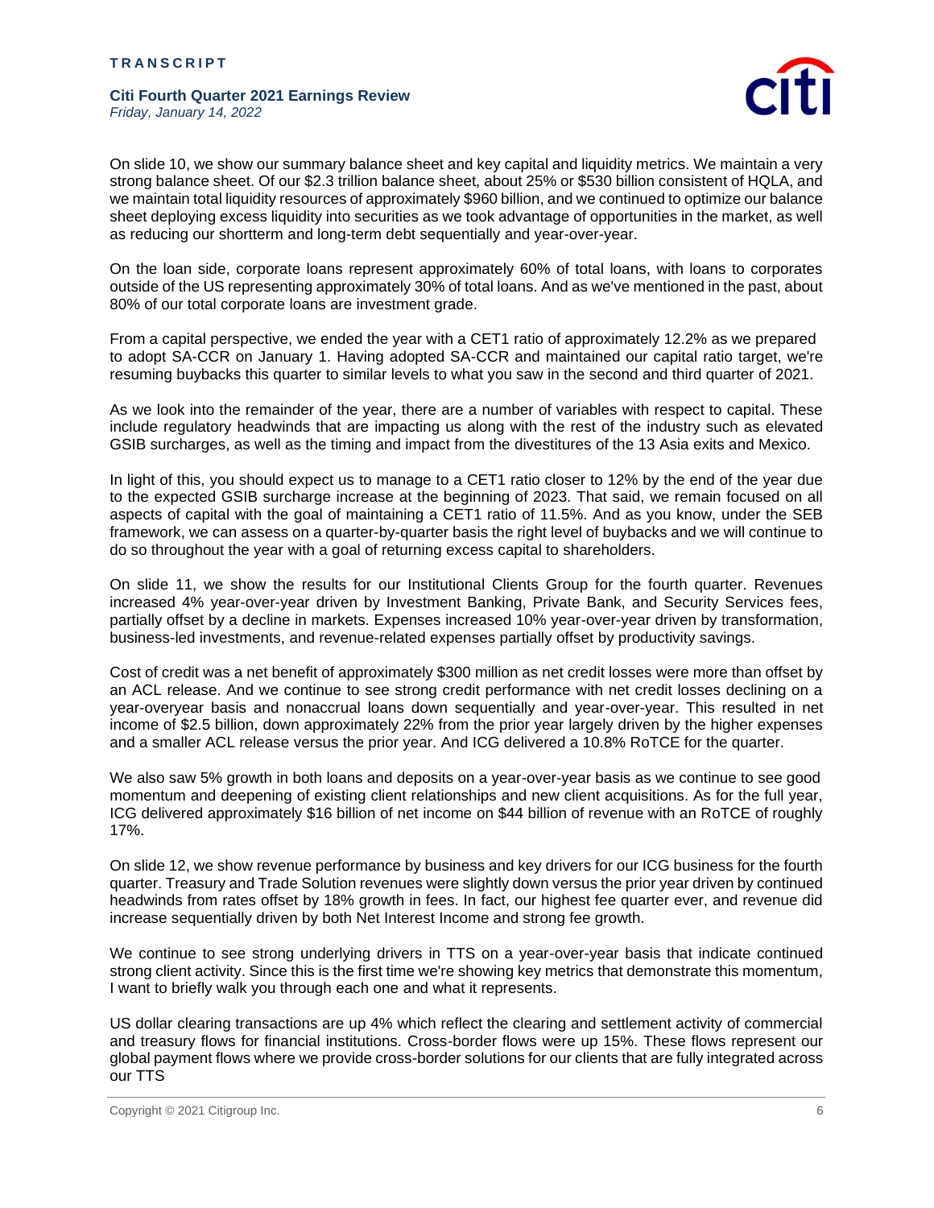On slide 10, we show our summary balance sheet and key capital and liquidity metrics. We maintain a very strong balance sheet. Of our $2.3 trillion balance sheet, about 25% or $530 billion consistent of HQLA, and we maintain total liquidity resources of approximately $960 billion, and we continued to optimize our balance sheet deploying excess liquidity into securities as we took advantage of opportunities in the market, as well as reducing our shortterm and long-term debt sequentially and year-over-year.

On the loan side, corporate loans represent approximately 60% of total loans, with loans to corporates outside of the US representing approximately 30% of total loans. And as we've mentioned in the past, about 80% of our total corporate loans are investment grade.

From a capital perspective, we ended the year with a CET1 ratio of approximately 12.2% as we prepared to adopt SA-CCR on January 1. Having adopted SA-CCR and maintained our capital ratio target, we're resuming buybacks this quarter to similar levels to what you saw in the second and third quarter of 2021.

As we look into the remainder of the year, there are a number of variables with respect to capital. These include regulatory headwinds that are impacting us along with the rest of the industry such as elevated GSIB surcharges, as well as the timing and impact from the divestitures of the 13 Asia exits and Mexico.

In light of this, you should expect us to manage to a CET1 ratio closer to 12% by the end of the year due to the expected GSIB surcharge increase at the beginning of 2023. That said, we remain focused on all aspects of capital with the goal of maintaining a CET1 ratio of 11.5%. And as you know, under the SEB framework, we can assess on a quarter-by-quarter basis the right level of buybacks and we will continue to do so throughout the year with a goal of returning excess capital to shareholders.

On slide 11, we show the results for our Institutional Clients Group for the fourth quarter. Revenues increased 4% year-over-year driven by Investment Banking, Private Bank, and Security Services fees, partially offset by a decline in markets. Expenses increased 10% year-over-year driven by transformation, business-led investments, and revenue-related expenses partially offset by productivity savings.

Cost of credit was a net benefit of approximately $300 million as net credit losses were more than offset by an ACL release. And we continue to see strong credit performance with net credit losses declining on a year-overyear basis and nonaccrual loans down sequentially and year-over-year. This resulted in net income of $2.5 billion, down approximately 22% from the prior year largely driven by the higher expenses and a smaller ACL release versus the prior year. And ICG delivered a 10.8% RoTCE for the quarter.

We also saw 5% growth in both loans and deposits on a year-over-year basis as we continue to see good momentum and deepening of existing client relationships and new client acquisitions. As for the full year, ICG delivered approximately $16 billion of net income on $44 billion of revenue with an RoTCE of roughly 17%.

On slide 12, we show revenue performance by business and key drivers for our ICG business for the fourth quarter. Treasury and Trade Solution revenues were slightly down versus the prior year driven by continued headwinds from rates offset by 18% growth in fees. In fact, our highest fee quarter ever, and revenue did increase sequentially driven by both Net Interest Income and strong fee growth.

We continue to see strong underlying drivers in TTS on a year-over-year basis that indicate continued strong client activity. Since this is the first time we're showing key metrics that demonstrate this momentum, I want to briefly walk you through each one and what it represents.

US dollar clearing transactions are up 4% which reflect the clearing and settlement activity of commercial and treasury flows for financial institutions. Cross-border flows were up 15%. These flows represent our global payment flows where we provide cross-border solutions for our clients that are fully integrated across our TTS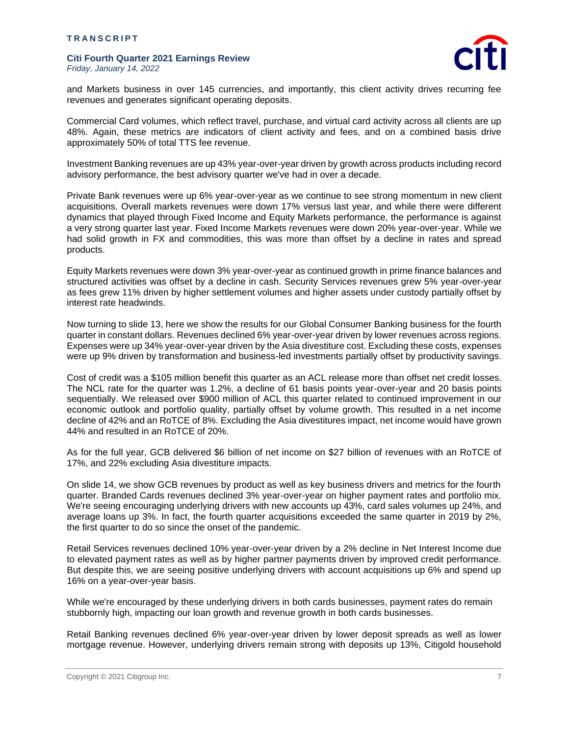and Markets business in over 145 currencies, and importantly, this client activity drives recurring fee revenues and generates significant operating deposits.

Commercial Card volumes, which reflect travel, purchase, and virtual card activity across all clients are up 48%. Again, these metrics are indicators of client activity and fees, and on a combined basis drive approximately 50% of total TTS fee revenue.

Investment Banking revenues are up 43% year-over-year driven by growth across products including record advisory performance, the best advisory quarter we've had in over a decade.

Private Bank revenues were up 6% year-over-year as we continue to see strong momentum in new client acquisitions. Overall markets revenues were down 17% versus last year, and while there were different dynamics that played through Fixed Income and Equity Markets performance, the performance is against a very strong quarter last year. Fixed Income Markets revenues were down 20% year-over-year. While we had solid growth in FX and commodities, this was more than offset by a decline in rates and spread products.

Equity Markets revenues were down 3% year-over-year as continued growth in prime finance balances and structured activities was offset by a decline in cash. Security Services revenues grew 5% year-over-year as fees grew 11% driven by higher settlement volumes and higher assets under custody partially offset by interest rate headwinds.

Now turning to slide 13, here we show the results for our Global Consumer Banking business for the fourth quarter in constant dollars. Revenues declined 6% year-over-year driven by lower revenues across regions. Expenses were up 34% year-over-year driven by the Asia divestiture cost. Excluding these costs, expenses were up 9% driven by transformation and business-led investments partially offset by productivity savings.

Cost of credit was a $105 million benefit this quarter as an ACL release more than offset net credit losses. The NCL rate for the quarter was 1.2%, a decline of 61 basis points year-over-year and 20 basis points sequentially. We released over $900 million of ACL this quarter related to continued improvement in our economic outlook and portfolio quality, partially offset by volume growth. This resulted in a net income decline of 42% and an RoTCE of 8%. Excluding the Asia divestitures impact, net income would have grown 44% and resulted in an RoTCE of 20%.

As for the full year, GCB delivered $6 billion of net income on $27 billion of revenues with an RoTCE of 17%, and 22% excluding Asia divestiture impacts.

On slide 14, we show GCB revenues by product as well as key business drivers and metrics for the fourth quarter. Branded Cards revenues declined 3% year-over-year on higher payment rates and portfolio mix. We're seeing encouraging underlying drivers with new accounts up 43%, card sales volumes up 24%, and average loans up 3%. In fact, the fourth quarter acquisitions exceeded the same quarter in 2019 by 2%, the first quarter to do so since the onset of the pandemic.

Retail Services revenues declined 10% year-over-year driven by a 2% decline in Net Interest Income due to elevated payment rates as well as by higher partner payments driven by improved credit performance. But despite this, we are seeing positive underlying drivers with account acquisitions up 6% and spend up 16% on a year-over-year basis.

While we're encouraged by these underlying drivers in both cards businesses, payment rates do remain stubbornly high, impacting our loan growth and revenue growth in both cards businesses.

Retail Banking revenues declined 6% year-over-year driven by lower deposit spreads as well as lower mortgage revenue. However, underlying drivers remain strong with deposits up 13%, Citigold household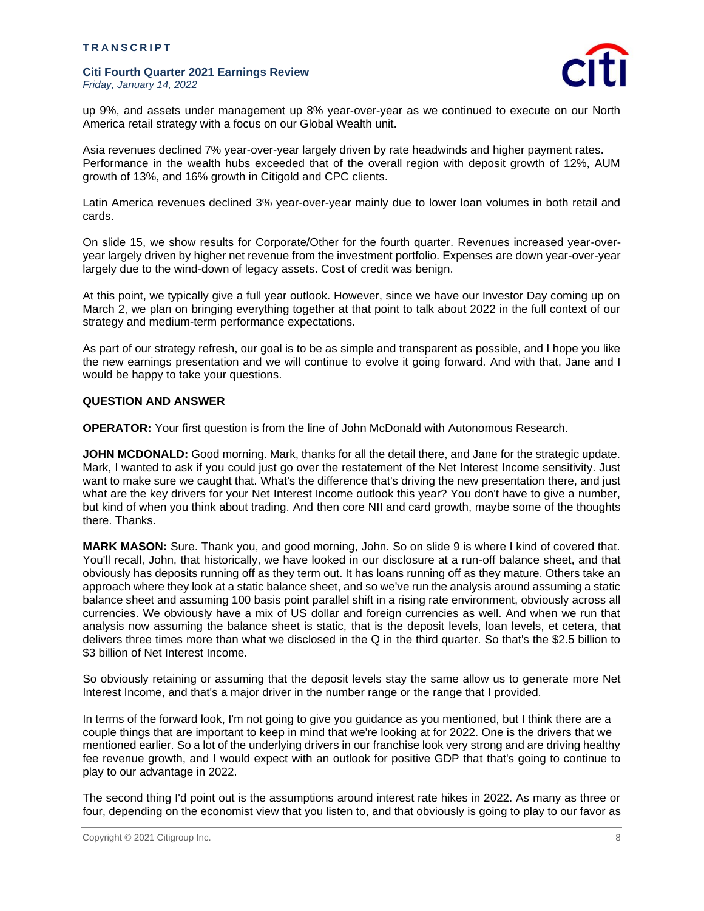up 9%, and assets under management up 8% year-over-year as we continued to execute on our North America retail strategy with a focus on our Global Wealth unit.

Asia revenues declined 7% year-over-year largely driven by rate headwinds and higher payment rates. Performance in the wealth hubs exceeded that of the overall region with deposit growth of 12%, AUM growth of 13%, and 16% growth in Citigold and CPC clients.

Latin America revenues declined 3% year-over-year mainly due to lower loan volumes in both retail and cards.

On slide 15, we show results for Corporate/Other for the fourth quarter. Revenues increased year-over-year largely driven by higher net revenue from the investment portfolio. Expenses are down year-over-year largely due to the wind-down of legacy assets. Cost of credit was benign.

At this point, we typically give a full year outlook. However, since we have our Investor Day coming up on March 2, we plan on bringing everything together at that point to talk about 2022 in the full context of our strategy and medium-term performance expectations.

As part of our strategy refresh, our goal is to be as simple and transparent as possible, and I hope you like the new earnings presentation and we will continue to evolve it going forward. And with that, Jane and I would be happy to take your questions.

**QUESTION AND ANSWER**

**OPERATOR:** Your first question is from the line of John McDonald with Autonomous Research.

**JOHN MCDONALD:** Good morning. Mark, thanks for all the detail there, and Jane for the strategic update. Mark, I wanted to ask if you could just go over the restatement of the Net Interest Income sensitivity. Just want to make sure we caught that. What's the difference that's driving the new presentation there, and just what are the key drivers for your Net Interest Income outlook this year? You don't have to give a number, but kind of when you think about trading. And then core NII and card growth, maybe some of the thoughts there. Thanks.

**MARK MASON:** Sure. Thank you, and good morning, John. So on slide 9 is where I kind of covered that. You'll recall, John, that historically, we have looked in our disclosure at a run-off balance sheet, and that obviously has deposits running off as they term out. It has loans running off as they mature. Others take an approach where they look at a static balance sheet, and so we've run the analysis around assuming a static balance sheet and assuming 100 basis point parallel shift in a rising rate environment, obviously across all currencies. We obviously have a mix of US dollar and foreign currencies as well. And when we run that analysis now assuming the balance sheet is static, that is the deposit levels, loan levels, et cetera, that delivers three times more than what we disclosed in the Q in the third quarter. So that's the $2.5 billion to $3 billion of Net Interest Income.

So obviously retaining or assuming that the deposit levels stay the same allow us to generate more Net Interest Income, and that's a major driver in the number range or the range that I provided.

In terms of the forward look, I'm not going to give you guidance as you mentioned, but I think there are a couple things that are important to keep in mind that we're looking at for 2022. One is the drivers that we mentioned earlier. So a lot of the underlying drivers in our franchise look very strong and are driving healthy fee revenue growth, and I would expect with an outlook for positive GDP that that's going to continue to play to our advantage in 2022.

The second thing I'd point out is the assumptions around interest rate hikes in 2022. As many as three or four, depending on the economist view that you listen to, and that obviously is going to play to our favor as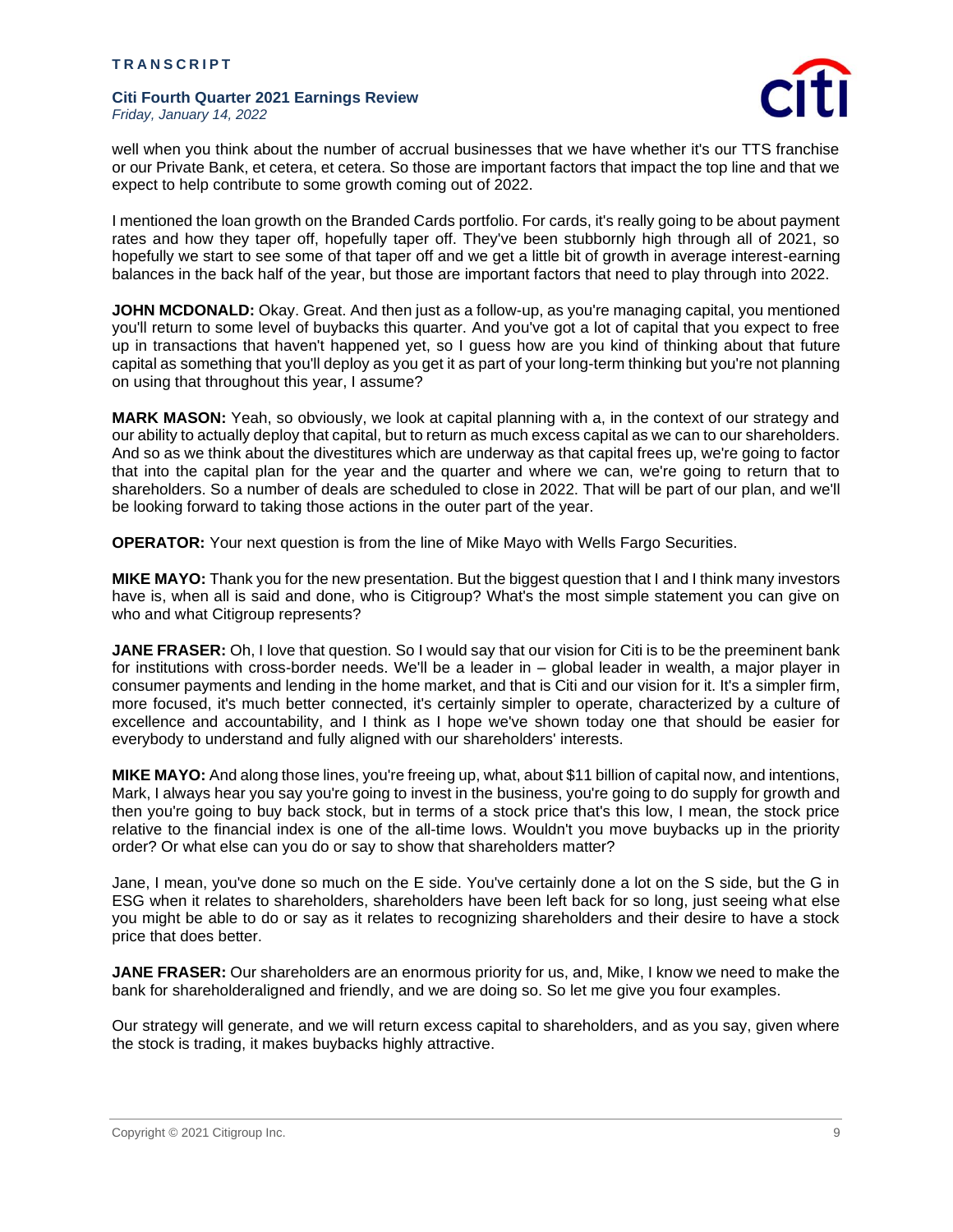well when you think about the number of accrual businesses that we have whether it's our TTS franchise or our Private Bank, et cetera, et cetera. So those are important factors that impact the top line and that we expect to help contribute to some growth coming out of 2022.

I mentioned the loan growth on the Branded Cards portfolio. For cards, it's really going to be about payment rates and how they taper off, hopefully taper off. They've been stubbornly high through all of 2021, so hopefully we start to see some of that taper off and we get a little bit of growth in average interest-earning balances in the back half of the year, but those are important factors that need to play through into 2022.

**JOHN MCDONALD:** Okay. Great. And then just as a follow-up, as you're managing capital, you mentioned you'll return to some level of buybacks this quarter. And you've got a lot of capital that you expect to free up in transactions that haven't happened yet, so I guess how are you kind of thinking about that future capital as something that you'll deploy as you get it as part of your long-term thinking but you're not planning on using that throughout this year, I assume?

**MARK MASON:** Yeah, so obviously, we look at capital planning with a, in the context of our strategy and our ability to actually deploy that capital, but to return as much excess capital as we can to our shareholders. And so as we think about the divestitures which are underway as that capital frees up, we're going to factor that into the capital plan for the year and the quarter and where we can, we're going to return that to shareholders. So a number of deals are scheduled to close in 2022. That will be part of our plan, and we'll be looking forward to taking those actions in the outer part of the year.

**OPERATOR:** Your next question is from the line of Mike Mayo with Wells Fargo Securities.

**MIKE MAYO:** Thank you for the new presentation. But the biggest question that I and I think many investors have is, when all is said and done, who is Citigroup? What's the most simple statement you can give on who and what Citigroup represents?

**JANE FRASER:** Oh, I love that question. So I would say that our vision for Citi is to be the preeminent bank for institutions with cross-border needs. We'll be a leader in – global leader in wealth, a major player in consumer payments and lending in the home market, and that is Citi and our vision for it. It's a simpler firm, more focused, it's much better connected, it's certainly simpler to operate, characterized by a culture of excellence and accountability, and I think as I hope we've shown today one that should be easier for everybody to understand and fully aligned with our shareholders' interests.

**MIKE MAYO:** And along those lines, you're freeing up, what, about $11 billion of capital now, and intentions, Mark, I always hear you say you're going to invest in the business, you're going to do supply for growth and then you're going to buy back stock, but in terms of a stock price that's this low, I mean, the stock price relative to the financial index is one of the all-time lows. Wouldn't you move buybacks up in the priority order? Or what else can you do or say to show that shareholders matter?

Jane, I mean, you've done so much on the E side. You've certainly done a lot on the S side, but the G in ESG when it relates to shareholders, shareholders have been left back for so long, just seeing what else you might be able to do or say as it relates to recognizing shareholders and their desire to have a stock price that does better.

**JANE FRASER:** Our shareholders are an enormous priority for us, and, Mike, I know we need to make the bank for shareholderaligned and friendly, and we are doing so. So let me give you four examples.

Our strategy will generate, and we will return excess capital to shareholders, and as you say, given where the stock is trading, it makes buybacks highly attractive.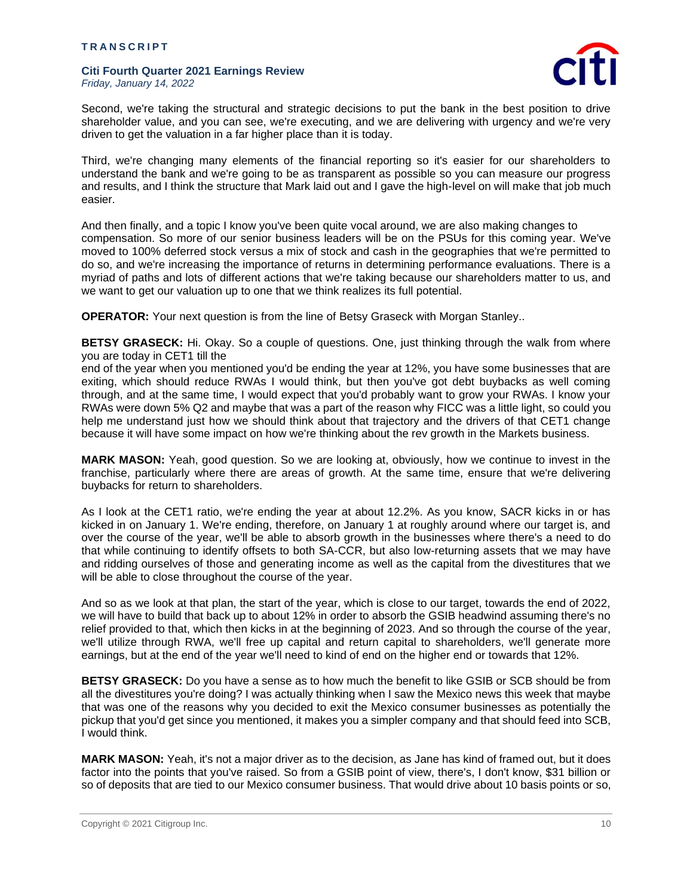Second, we're taking the structural and strategic decisions to put the bank in the best position to drive shareholder value, and you can see, we're executing, and we are delivering with urgency and we're very driven to get the valuation in a far higher place than it is today.

Third, we're changing many elements of the financial reporting so it's easier for our shareholders to understand the bank and we're going to be as transparent as possible so you can measure our progress and results, and I think the structure that Mark laid out and I gave the high-level on will make that job much easier.

And then finally, and a topic I know you've been quite vocal around, we are also making changes to compensation. So more of our senior business leaders will be on the PSUs for this coming year. We've moved to 100% deferred stock versus a mix of stock and cash in the geographies that we're permitted to do so, and we're increasing the importance of returns in determining performance evaluations. There is a myriad of paths and lots of different actions that we're taking because our shareholders matter to us, and we want to get our valuation up to one that we think realizes its full potential.

**OPERATOR:** Your next question is from the line of Betsy Graseck with Morgan Stanley..

**BETSY GRASECK:** Hi. Okay. So a couple of questions. One, just thinking through the walk from where you are today in CET1 till the end of the year when you mentioned you'd be ending the year at 12%, you have some businesses that are exiting, which should reduce RWAs I would think, but then you've got debt buybacks as well coming through, and at the same time, I would expect that you'd probably want to grow your RWAs. I know your RWAs were down 5% Q2 and maybe that was a part of the reason why FICC was a little light, so could you help me understand just how we should think about that trajectory and the drivers of that CET1 change because it will have some impact on how we're thinking about the rev growth in the Markets business.

**MARK MASON:** Yeah, good question. So we are looking at, obviously, how we continue to invest in the franchise, particularly where there are areas of growth. At the same time, ensure that we're delivering buybacks for return to shareholders.

As I look at the CET1 ratio, we're ending the year at about 12.2%. As you know, SACR kicks in or has kicked in on January 1. We're ending, therefore, on January 1 at roughly around where our target is, and over the course of the year, we'll be able to absorb growth in the businesses where there's a need to do that while continuing to identify offsets to both SA-CCR, but also low-returning assets that we may have and ridding ourselves of those and generating income as well as the capital from the divestitures that we will be able to close throughout the course of the year.

And so as we look at that plan, the start of the year, which is close to our target, towards the end of 2022, we will have to build that back up to about 12% in order to absorb the GSIB headwind assuming there's no relief provided to that, which then kicks in at the beginning of 2023. And so through the course of the year, we'll utilize through RWA, we'll free up capital and return capital to shareholders, we'll generate more earnings, but at the end of the year we'll need to kind of end on the higher end or towards that 12%.

**BETSY GRASECK:** Do you have a sense as to how much the benefit to like GSIB or SCB should be from all the divestitures you're doing? I was actually thinking when I saw the Mexico news this week that maybe that was one of the reasons why you decided to exit the Mexico consumer businesses as potentially the pickup that you'd get since you mentioned, it makes you a simpler company and that should feed into SCB, I would think.

**MARK MASON:** Yeah, it's not a major driver as to the decision, as Jane has kind of framed out, but it does factor into the points that you've raised. So from a GSIB point of view, there's, I don't know, $31 billion or so of deposits that are tied to our Mexico consumer business. That would drive about 10 basis points or so,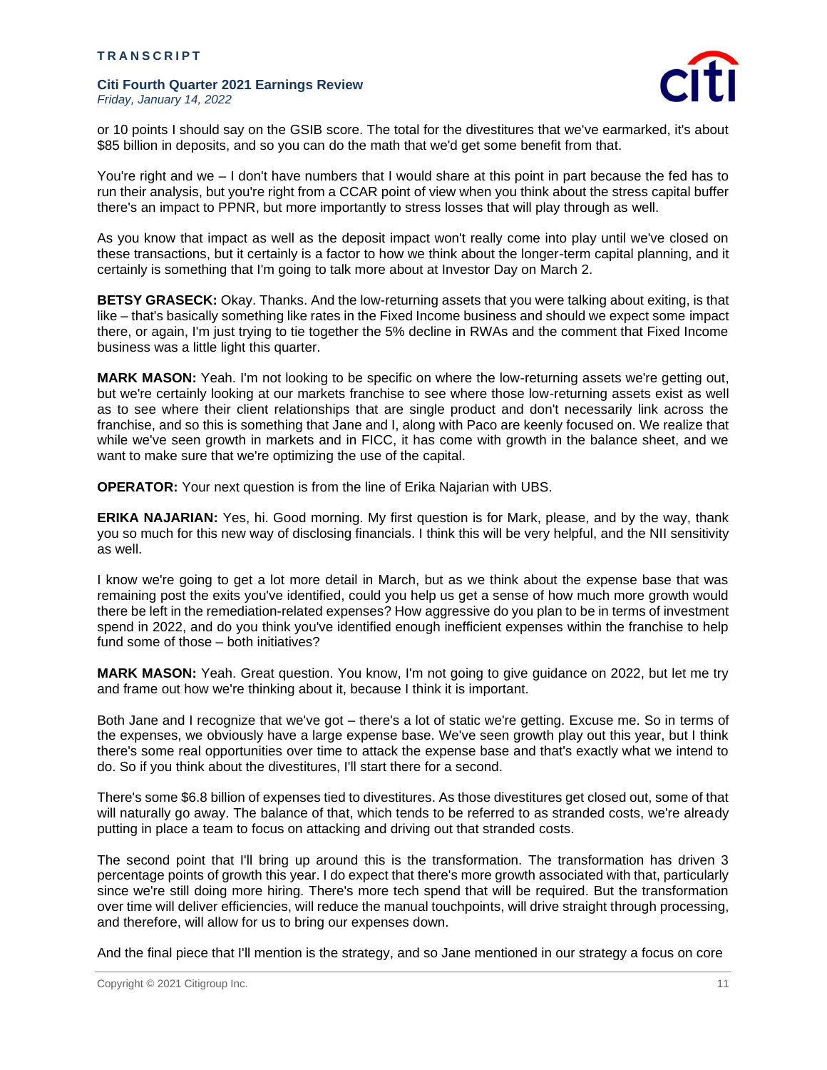or 10 points I should say on the GSIB score. The total for the divestitures that we've earmarked, it's about $85 billion in deposits, and so you can do the math that we'd get some benefit from that.

You're right and we – I don't have numbers that I would share at this point in part because the fed has to run their analysis, but you're right from a CCAR point of view when you think about the stress capital buffer there's an impact to PPNR, but more importantly to stress losses that will play through as well.

As you know that impact as well as the deposit impact won't really come into play until we've closed on these transactions, but it certainly is a factor to how we think about the longer-term capital planning, and it certainly is something that I'm going to talk more about at Investor Day on March 2.

**BETSY GRASECK:** Okay. Thanks. And the low-returning assets that you were talking about exiting, is that like – that's basically something like rates in the Fixed Income business and should we expect some impact there, or again, I'm just trying to tie together the 5% decline in RWAs and the comment that Fixed Income business was a little light this quarter.

**MARK MASON:** Yeah. I'm not looking to be specific on where the low-returning assets we're getting out, but we're certainly looking at our markets franchise to see where those low-returning assets exist as well as to see where their client relationships that are single product and don't necessarily link across the franchise, and so this is something that Jane and I, along with Paco are keenly focused on. We realize that while we've seen growth in markets and in FICC, it has come with growth in the balance sheet, and we want to make sure that we're optimizing the use of the capital.

**OPERATOR:** Your next question is from the line of Erika Najarian with UBS.

**ERIKA NAJARIAN:** Yes, hi. Good morning. My first question is for Mark, please, and by the way, thank you so much for this new way of disclosing financials. I think this will be very helpful, and the NII sensitivity as well.

I know we're going to get a lot more detail in March, but as we think about the expense base that was remaining post the exits you've identified, could you help us get a sense of how much more growth would there be left in the remediation-related expenses? How aggressive do you plan to be in terms of investment spend in 2022, and do you think you've identified enough inefficient expenses within the franchise to help fund some of those – both initiatives?

**MARK MASON:** Yeah. Great question. You know, I'm not going to give guidance on 2022, but let me try and frame out how we're thinking about it, because I think it is important.

Both Jane and I recognize that we've got – there's a lot of static we're getting. Excuse me. So in terms of the expenses, we obviously have a large expense base. We've seen growth play out this year, but I think there's some real opportunities over time to attack the expense base and that's exactly what we intend to do. So if you think about the divestitures, I'll start there for a second.

There's some $6.8 billion of expenses tied to divestitures. As those divestitures get closed out, some of that will naturally go away. The balance of that, which tends to be referred to as stranded costs, we're already putting in place a team to focus on attacking and driving out that stranded costs.

The second point that I'll bring up around this is the transformation. The transformation has driven 3 percentage points of growth this year. I do expect that there's more growth associated with that, particularly since we're still doing more hiring. There's more tech spend that will be required. But the transformation over time will deliver efficiencies, will reduce the manual touchpoints, will drive straight through processing, and therefore, will allow for us to bring our expenses down.

And the final piece that I'll mention is the strategy, and so Jane mentioned in our strategy a focus on core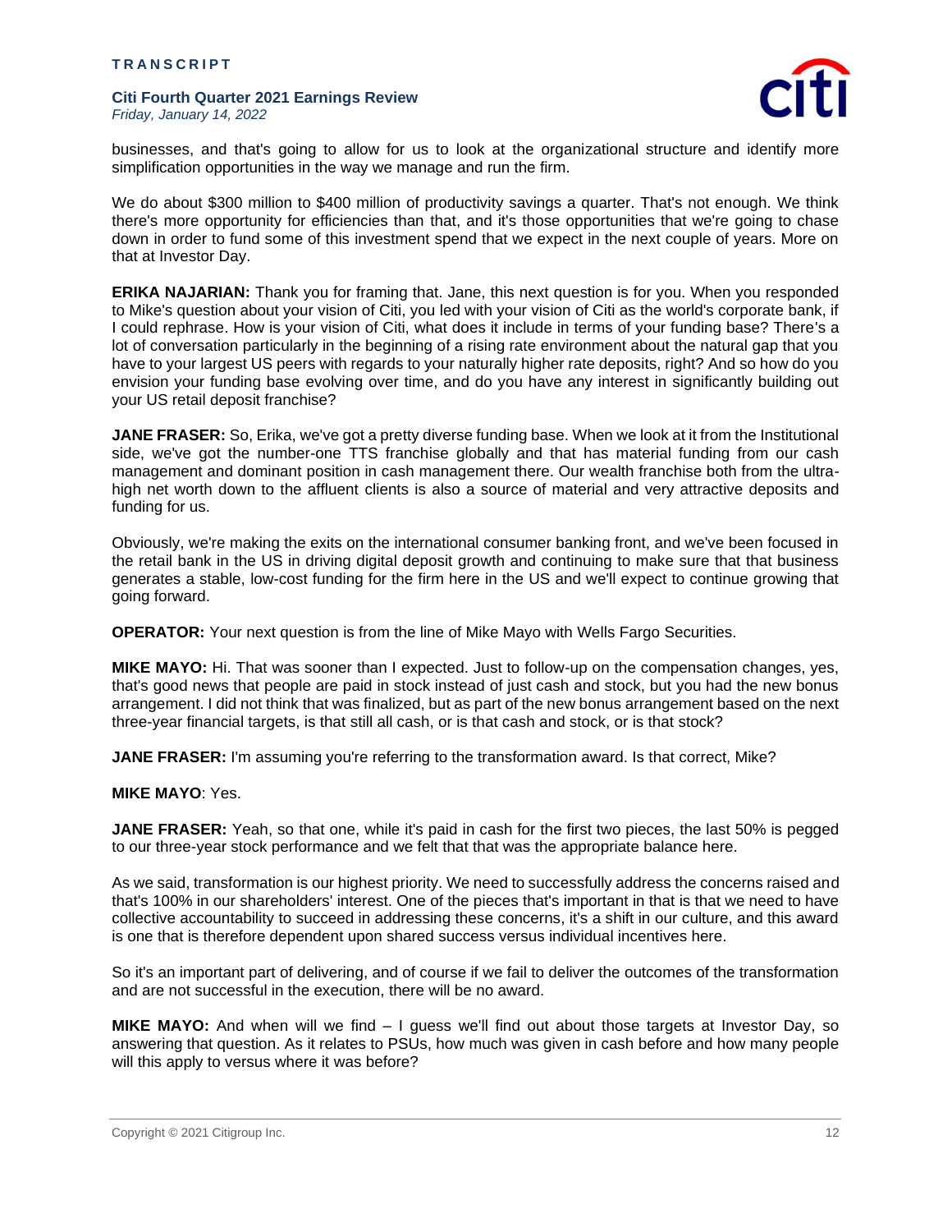businesses, and that's going to allow for us to look at the organizational structure and identify more simplification opportunities in the way we manage and run the firm.

We do about $300 million to $400 million of productivity savings a quarter. That's not enough. We think there's more opportunity for efficiencies than that, and it's those opportunities that we're going to chase down in order to fund some of this investment spend that we expect in the next couple of years. More on that at Investor Day.

**ERIKA NAJARIAN:** Thank you for framing that. Jane, this next question is for you. When you responded to Mike's question about your vision of Citi, you led with your vision of Citi as the world's corporate bank, if I could rephrase. How is your vision of Citi, what does it include in terms of your funding base? There's a lot of conversation particularly in the beginning of a rising rate environment about the natural gap that you have to your largest US peers with regards to your naturally higher rate deposits, right? And so how do you envision your funding base evolving over time, and do you have any interest in significantly building out your US retail deposit franchise?

**JANE FRASER:** So, Erika, we've got a pretty diverse funding base. When we look at it from the Institutional side, we've got the number-one TTS franchise globally and that has material funding from our cash management and dominant position in cash management there. Our wealth franchise both from the ultra-high net worth down to the affluent clients is also a source of material and very attractive deposits and funding for us.

Obviously, we're making the exits on the international consumer banking front, and we've been focused in the retail bank in the US in driving digital deposit growth and continuing to make sure that that business generates a stable, low-cost funding for the firm here in the US and we'll expect to continue growing that going forward.

**OPERATOR:** Your next question is from the line of Mike Mayo with Wells Fargo Securities.

**MIKE MAYO:** Hi. That was sooner than I expected. Just to follow-up on the compensation changes, yes, that's good news that people are paid in stock instead of just cash and stock, but you had the new bonus arrangement. I did not think that was finalized, but as part of the new bonus arrangement based on the next three-year financial targets, is that still all cash, or is that cash and stock, or is that stock?

**JANE FRASER:** I'm assuming you're referring to the transformation award. Is that correct, Mike?

**MIKE MAYO**: Yes.

**JANE FRASER:** Yeah, so that one, while it's paid in cash for the first two pieces, the last 50% is pegged to our three-year stock performance and we felt that that was the appropriate balance here.

As we said, transformation is our highest priority. We need to successfully address the concerns raised and that's 100% in our shareholders' interest. One of the pieces that's important in that is that we need to have collective accountability to succeed in addressing these concerns, it's a shift in our culture, and this award is one that is therefore dependent upon shared success versus individual incentives here.

So it's an important part of delivering, and of course if we fail to deliver the outcomes of the transformation and are not successful in the execution, there will be no award.

**MIKE MAYO:** And when will we find – I guess we'll find out about those targets at Investor Day, so answering that question. As it relates to PSUs, how much was given in cash before and how many people will this apply to versus where it was before?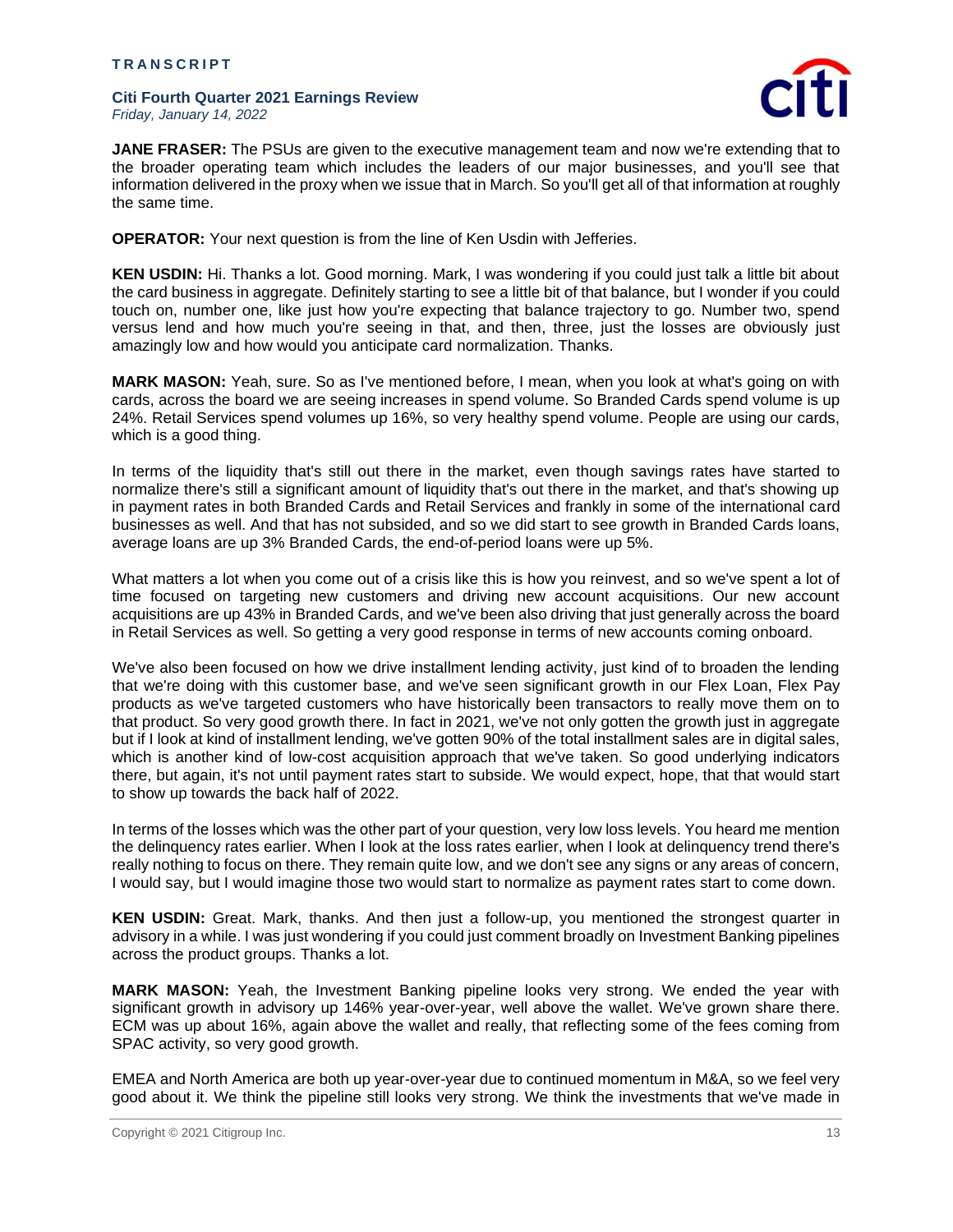**JANE FRASER:** The PSUs are given to the executive management team and now we're extending that to the broader operating team which includes the leaders of our major businesses, and you'll see that information delivered in the proxy when we issue that in March. So you'll get all of that information at roughly the same time.

**OPERATOR:** Your next question is from the line of Ken Usdin with Jefferies.

**KEN USDIN:** Hi. Thanks a lot. Good morning. Mark, I was wondering if you could just talk a little bit about the card business in aggregate. Definitely starting to see a little bit of that balance, but I wonder if you could touch on, number one, like just how you're expecting that balance trajectory to go. Number two, spend versus lend and how much you're seeing in that, and then, three, just the losses are obviously just amazingly low and how would you anticipate card normalization. Thanks.

**MARK MASON:** Yeah, sure. So as I've mentioned before, I mean, when you look at what's going on with cards, across the board we are seeing increases in spend volume. So Branded Cards spend volume is up 24%. Retail Services spend volumes up 16%, so very healthy spend volume. People are using our cards, which is a good thing.

In terms of the liquidity that's still out there in the market, even though savings rates have started to normalize there's still a significant amount of liquidity that's out there in the market, and that's showing up in payment rates in both Branded Cards and Retail Services and frankly in some of the international card businesses as well. And that has not subsided, and so we did start to see growth in Branded Cards loans, average loans are up 3% Branded Cards, the end-of-period loans were up 5%.

What matters a lot when you come out of a crisis like this is how you reinvest, and so we've spent a lot of time focused on targeting new customers and driving new account acquisitions. Our new account acquisitions are up 43% in Branded Cards, and we've been also driving that just generally across the board in Retail Services as well. So getting a very good response in terms of new accounts coming onboard.

We've also been focused on how we drive installment lending activity, just kind of to broaden the lending that we're doing with this customer base, and we've seen significant growth in our Flex Loan, Flex Pay products as we've targeted customers who have historically been transactors to really move them on to that product. So very good growth there. In fact in 2021, we've not only gotten the growth just in aggregate but if I look at kind of installment lending, we've gotten 90% of the total installment sales are in digital sales, which is another kind of low-cost acquisition approach that we've taken. So good underlying indicators there, but again, it's not until payment rates start to subside. We would expect, hope, that that would start to show up towards the back half of 2022.

In terms of the losses which was the other part of your question, very low loss levels. You heard me mention the delinquency rates earlier. When I look at the loss rates earlier, when I look at delinquency trend there's really nothing to focus on there. They remain quite low, and we don't see any signs or any areas of concern, I would say, but I would imagine those two would start to normalize as payment rates start to come down.

**KEN USDIN:** Great. Mark, thanks. And then just a follow-up, you mentioned the strongest quarter in advisory in a while. I was just wondering if you could just comment broadly on Investment Banking pipelines across the product groups. Thanks a lot.

**MARK MASON:** Yeah, the Investment Banking pipeline looks very strong. We ended the year with significant growth in advisory up 146% year-over-year, well above the wallet. We've grown share there. ECM was up about 16%, again above the wallet and really, that reflecting some of the fees coming from SPAC activity, so very good growth.

EMEA and North America are both up year-over-year due to continued momentum in M&A, so we feel very good about it. We think the pipeline still looks very strong. We think the investments that we've made in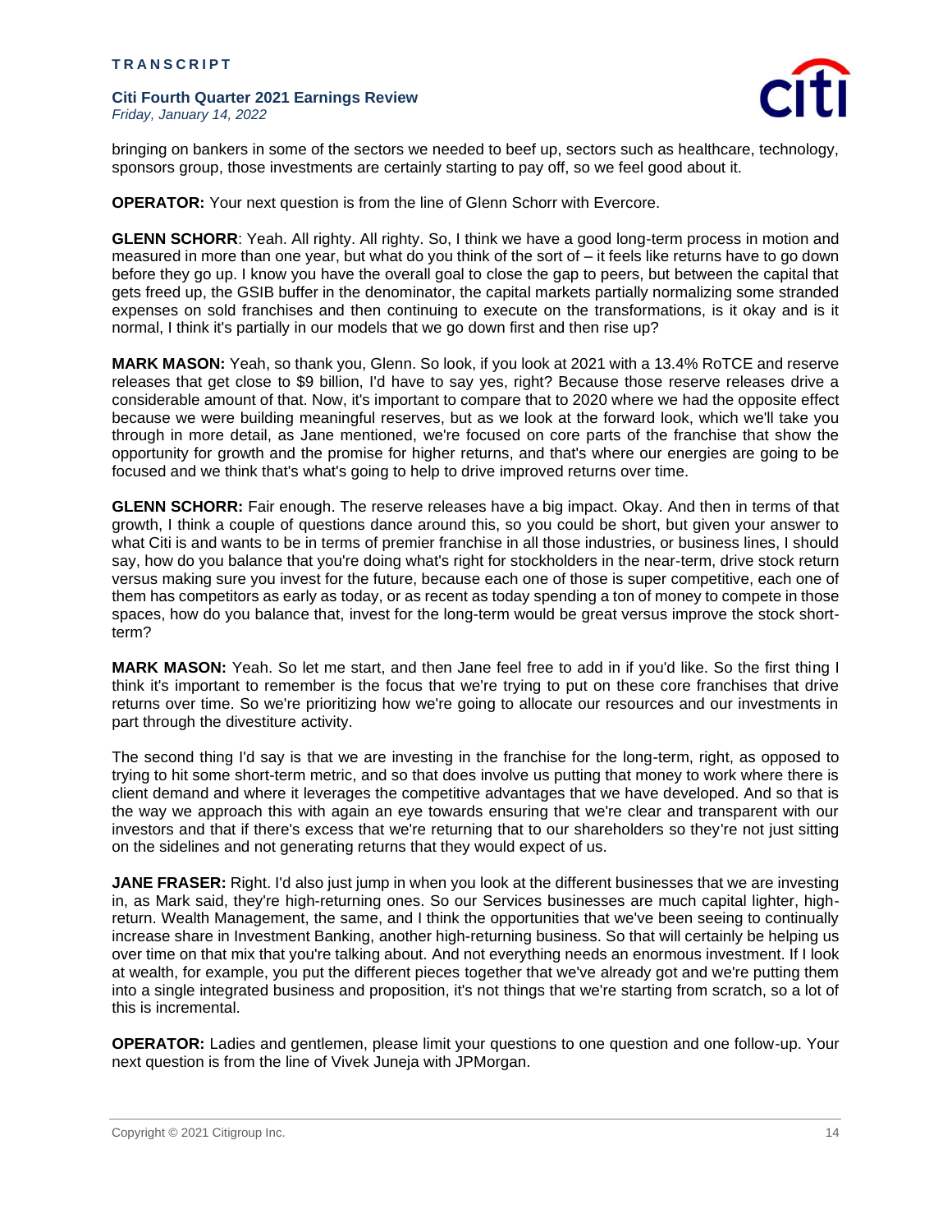bringing on bankers in some of the sectors we needed to beef up, sectors such as healthcare, technology, sponsors group, those investments are certainly starting to pay off, so we feel good about it.

**OPERATOR:** Your next question is from the line of Glenn Schorr with Evercore.

**GLENN SCHORR**: Yeah. All righty. All righty. So, I think we have a good long-term process in motion and measured in more than one year, but what do you think of the sort of – it feels like returns have to go down before they go up. I know you have the overall goal to close the gap to peers, but between the capital that gets freed up, the GSIB buffer in the denominator, the capital markets partially normalizing some stranded expenses on sold franchises and then continuing to execute on the transformations, is it okay and is it normal, I think it's partially in our models that we go down first and then rise up?

**MARK MASON:** Yeah, so thank you, Glenn. So look, if you look at 2021 with a 13.4% RoTCE and reserve releases that get close to $9 billion, I'd have to say yes, right? Because those reserve releases drive a considerable amount of that. Now, it's important to compare that to 2020 where we had the opposite effect because we were building meaningful reserves, but as we look at the forward look, which we'll take you through in more detail, as Jane mentioned, we're focused on core parts of the franchise that show the opportunity for growth and the promise for higher returns, and that's where our energies are going to be focused and we think that's what's going to help to drive improved returns over time.

**GLENN SCHORR:** Fair enough. The reserve releases have a big impact. Okay. And then in terms of that growth, I think a couple of questions dance around this, so you could be short, but given your answer to what Citi is and wants to be in terms of premier franchise in all those industries, or business lines, I should say, how do you balance that you're doing what's right for stockholders in the near-term, drive stock return versus making sure you invest for the future, because each one of those is super competitive, each one of them has competitors as early as today, or as recent as today spending a ton of money to compete in those spaces, how do you balance that, invest for the long-term would be great versus improve the stock short-term?

**MARK MASON:** Yeah. So let me start, and then Jane feel free to add in if you'd like. So the first thing I think it's important to remember is the focus that we're trying to put on these core franchises that drive returns over time. So we're prioritizing how we're going to allocate our resources and our investments in part through the divestiture activity.

The second thing I'd say is that we are investing in the franchise for the long-term, right, as opposed to trying to hit some short-term metric, and so that does involve us putting that money to work where there is client demand and where it leverages the competitive advantages that we have developed. And so that is the way we approach this with again an eye towards ensuring that we're clear and transparent with our investors and that if there's excess that we're returning that to our shareholders so they're not just sitting on the sidelines and not generating returns that they would expect of us.

**JANE FRASER:** Right. I'd also just jump in when you look at the different businesses that we are investing in, as Mark said, they're high-returning ones. So our Services businesses are much capital lighter, high-return. Wealth Management, the same, and I think the opportunities that we've been seeing to continually increase share in Investment Banking, another high-returning business. So that will certainly be helping us over time on that mix that you're talking about. And not everything needs an enormous investment. If I look at wealth, for example, you put the different pieces together that we've already got and we're putting them into a single integrated business and proposition, it's not things that we're starting from scratch, so a lot of this is incremental.

**OPERATOR:** Ladies and gentlemen, please limit your questions to one question and one follow-up. Your next question is from the line of Vivek Juneja with JPMorgan.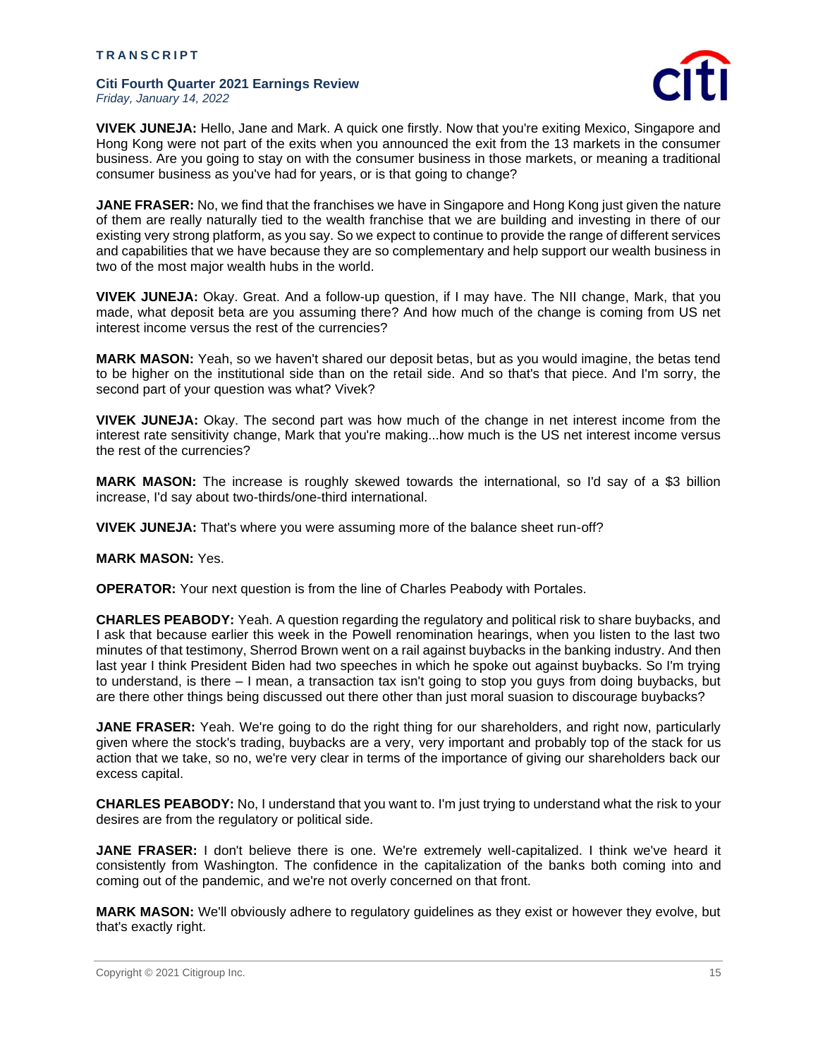**VIVEK JUNEJA:** Hello, Jane and Mark. A quick one firstly. Now that you're exiting Mexico, Singapore and Hong Kong were not part of the exits when you announced the exit from the 13 markets in the consumer business. Are you going to stay on with the consumer business in those markets, or meaning a traditional consumer business as you've had for years, or is that going to change?

**JANE FRASER:** No, we find that the franchises we have in Singapore and Hong Kong just given the nature of them are really naturally tied to the wealth franchise that we are building and investing in there of our existing very strong platform, as you say. So we expect to continue to provide the range of different services and capabilities that we have because they are so complementary and help support our wealth business in two of the most major wealth hubs in the world.

**VIVEK JUNEJA:** Okay. Great. And a follow-up question, if I may have. The NII change, Mark, that you made, what deposit beta are you assuming there? And how much of the change is coming from US net interest income versus the rest of the currencies?

**MARK MASON:** Yeah, so we haven't shared our deposit betas, but as you would imagine, the betas tend to be higher on the institutional side than on the retail side. And so that's that piece. And I'm sorry, the second part of your question was what? Vivek?

**VIVEK JUNEJA:** Okay. The second part was how much of the change in net interest income from the interest rate sensitivity change, Mark that you're making...how much is the US net interest income versus the rest of the currencies?

**MARK MASON:** The increase is roughly skewed towards the international, so I'd say of a $3 billion increase, I'd say about two-thirds/one-third international.

**VIVEK JUNEJA:** That's where you were assuming more of the balance sheet run-off?

**MARK MASON:** Yes.

**OPERATOR:** Your next question is from the line of Charles Peabody with Portales.

**CHARLES PEABODY:** Yeah. A question regarding the regulatory and political risk to share buybacks, and I ask that because earlier this week in the Powell renomination hearings, when you listen to the last two minutes of that testimony, Sherrod Brown went on a rail against buybacks in the banking industry. And then last year I think President Biden had two speeches in which he spoke out against buybacks. So I'm trying to understand, is there – I mean, a transaction tax isn't going to stop you guys from doing buybacks, but are there other things being discussed out there other than just moral suasion to discourage buybacks?

**JANE FRASER:** Yeah. We're going to do the right thing for our shareholders, and right now, particularly given where the stock's trading, buybacks are a very, very important and probably top of the stack for us action that we take, so no, we're very clear in terms of the importance of giving our shareholders back our excess capital.

**CHARLES PEABODY:** No, I understand that you want to. I'm just trying to understand what the risk to your desires are from the regulatory or political side.

**JANE FRASER:** I don't believe there is one. We're extremely well-capitalized. I think we've heard it consistently from Washington. The confidence in the capitalization of the banks both coming into and coming out of the pandemic, and we're not overly concerned on that front.

**MARK MASON:** We'll obviously adhere to regulatory guidelines as they exist or however they evolve, but that's exactly right.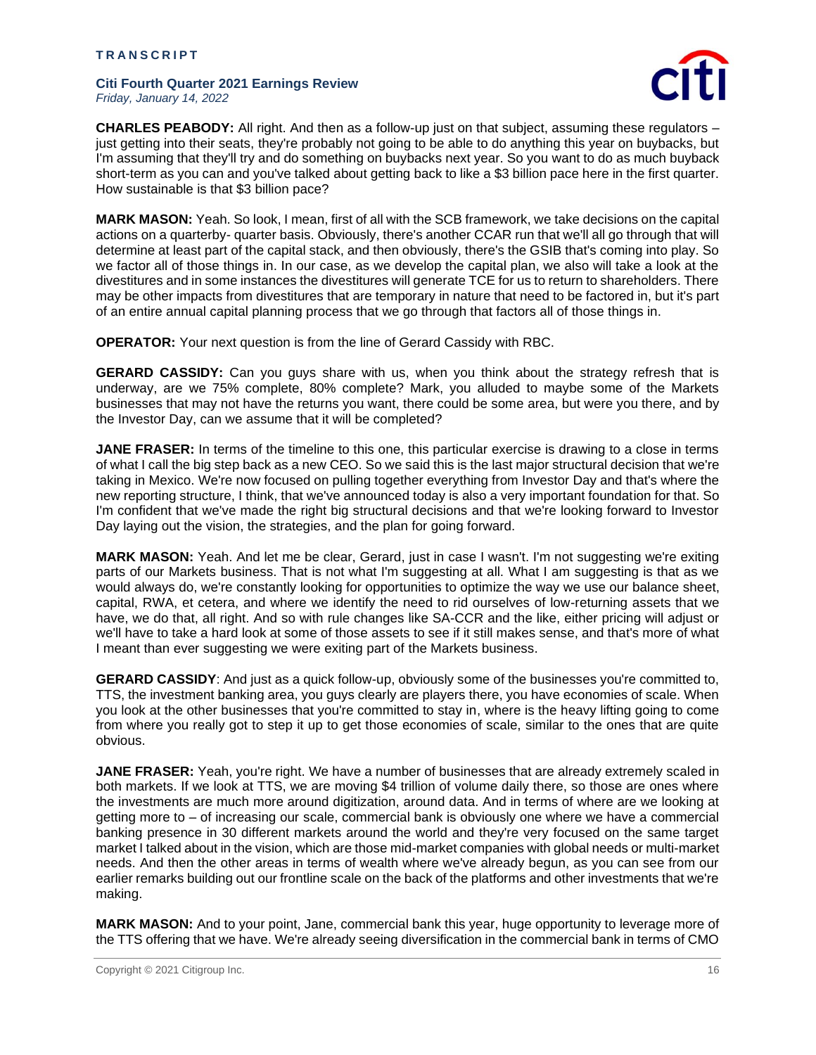**CHARLES PEABODY:** All right. And then as a follow-up just on that subject, assuming these regulators – just getting into their seats, they're probably not going to be able to do anything this year on buybacks, but I'm assuming that they'll try and do something on buybacks next year. So you want to do as much buyback short-term as you can and you've talked about getting back to like a $3 billion pace here in the first quarter. How sustainable is that $3 billion pace?

**MARK MASON:** Yeah. So look, I mean, first of all with the SCB framework, we take decisions on the capital actions on a quarterby- quarter basis. Obviously, there's another CCAR run that we'll all go through that will determine at least part of the capital stack, and then obviously, there's the GSIB that's coming into play. So we factor all of those things in. In our case, as we develop the capital plan, we also will take a look at the divestitures and in some instances the divestitures will generate TCE for us to return to shareholders. There may be other impacts from divestitures that are temporary in nature that need to be factored in, but it's part of an entire annual capital planning process that we go through that factors all of those things in.

**OPERATOR:** Your next question is from the line of Gerard Cassidy with RBC.

**GERARD CASSIDY:** Can you guys share with us, when you think about the strategy refresh that is underway, are we 75% complete, 80% complete? Mark, you alluded to maybe some of the Markets businesses that may not have the returns you want, there could be some area, but were you there, and by the Investor Day, can we assume that it will be completed?

**JANE FRASER:** In terms of the timeline to this one, this particular exercise is drawing to a close in terms of what I call the big step back as a new CEO. So we said this is the last major structural decision that we're taking in Mexico. We're now focused on pulling together everything from Investor Day and that's where the new reporting structure, I think, that we've announced today is also a very important foundation for that. So I'm confident that we've made the right big structural decisions and that we're looking forward to Investor Day laying out the vision, the strategies, and the plan for going forward.

**MARK MASON:** Yeah. And let me be clear, Gerard, just in case I wasn't. I'm not suggesting we're exiting parts of our Markets business. That is not what I'm suggesting at all. What I am suggesting is that as we would always do, we're constantly looking for opportunities to optimize the way we use our balance sheet, capital, RWA, et cetera, and where we identify the need to rid ourselves of low-returning assets that we have, we do that, all right. And so with rule changes like SA-CCR and the like, either pricing will adjust or we'll have to take a hard look at some of those assets to see if it still makes sense, and that's more of what I meant than ever suggesting we were exiting part of the Markets business.

**GERARD CASSIDY**: And just as a quick follow-up, obviously some of the businesses you're committed to, TTS, the investment banking area, you guys clearly are players there, you have economies of scale. When you look at the other businesses that you're committed to stay in, where is the heavy lifting going to come from where you really got to step it up to get those economies of scale, similar to the ones that are quite obvious.

**JANE FRASER:** Yeah, you're right. We have a number of businesses that are already extremely scaled in both markets. If we look at TTS, we are moving $4 trillion of volume daily there, so those are ones where the investments are much more around digitization, around data. And in terms of where are we looking at getting more to – of increasing our scale, commercial bank is obviously one where we have a commercial banking presence in 30 different markets around the world and they're very focused on the same target market I talked about in the vision, which are those mid-market companies with global needs or multi-market needs. And then the other areas in terms of wealth where we've already begun, as you can see from our earlier remarks building out our frontline scale on the back of the platforms and other investments that we're making.

**MARK MASON:** And to your point, Jane, commercial bank this year, huge opportunity to leverage more of the TTS offering that we have. We're already seeing diversification in the commercial bank in terms of CMO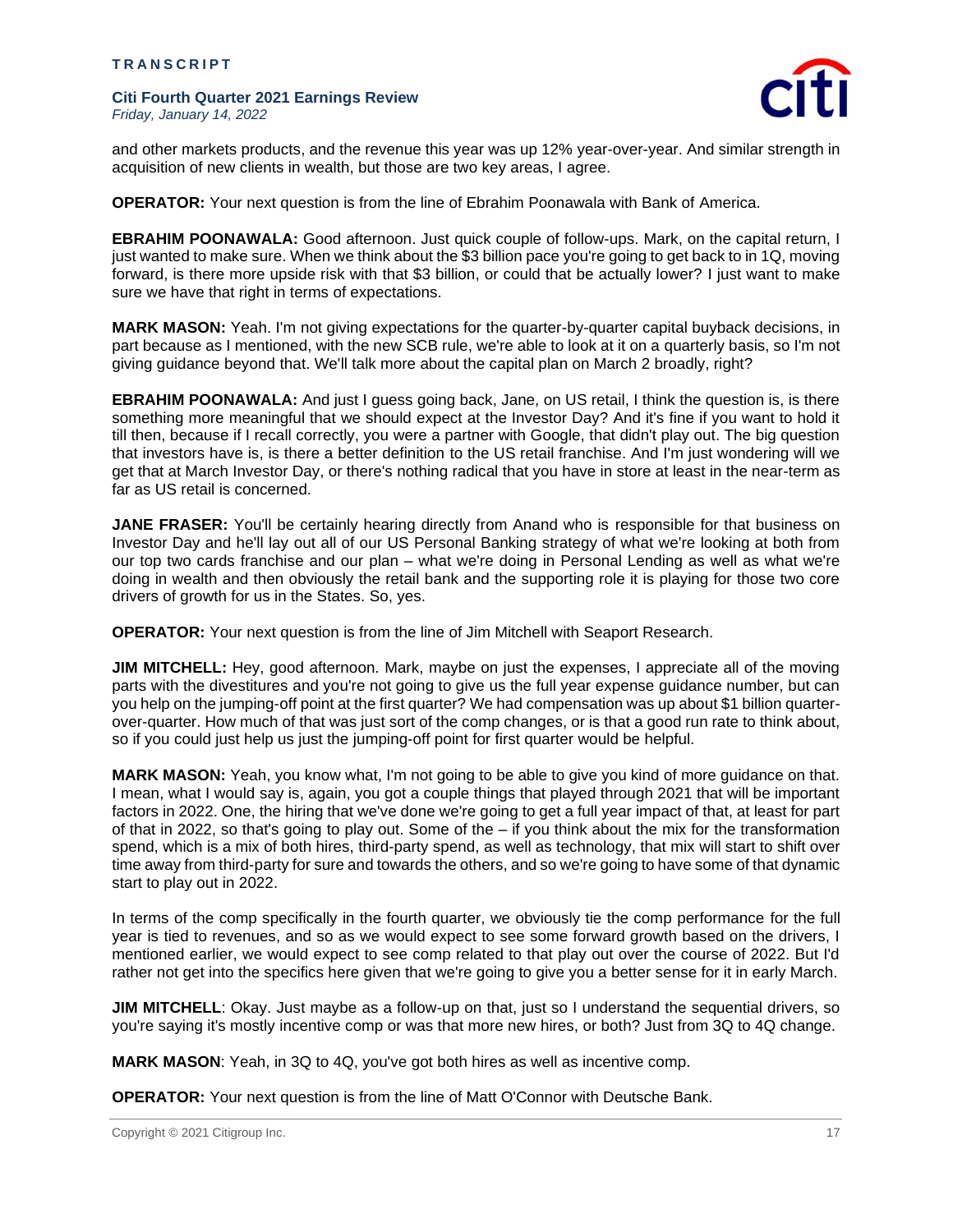and other markets products, and the revenue this year was up 12% year-over-year. And similar strength in acquisition of new clients in wealth, but those are two key areas, I agree.

**OPERATOR:** Your next question is from the line of Ebrahim Poonawala with Bank of America.

**EBRAHIM POONAWALA:** Good afternoon. Just quick couple of follow-ups. Mark, on the capital return, I just wanted to make sure. When we think about the $3 billion pace you're going to get back to in 1Q, moving forward, is there more upside risk with that $3 billion, or could that be actually lower? I just want to make sure we have that right in terms of expectations.

**MARK MASON:** Yeah. I'm not giving expectations for the quarter-by-quarter capital buyback decisions, in part because as I mentioned, with the new SCB rule, we're able to look at it on a quarterly basis, so I'm not giving guidance beyond that. We'll talk more about the capital plan on March 2 broadly, right?

**EBRAHIM POONAWALA:** And just I guess going back, Jane, on US retail, I think the question is, is there something more meaningful that we should expect at the Investor Day? And it's fine if you want to hold it till then, because if I recall correctly, you were a partner with Google, that didn't play out. The big question that investors have is, is there a better definition to the US retail franchise. And I'm just wondering will we get that at March Investor Day, or there's nothing radical that you have in store at least in the near-term as far as US retail is concerned.

**JANE FRASER:** You'll be certainly hearing directly from Anand who is responsible for that business on Investor Day and he'll lay out all of our US Personal Banking strategy of what we're looking at both from our top two cards franchise and our plan – what we're doing in Personal Lending as well as what we're doing in wealth and then obviously the retail bank and the supporting role it is playing for those two core drivers of growth for us in the States. So, yes.

**OPERATOR:** Your next question is from the line of Jim Mitchell with Seaport Research.

**JIM MITCHELL:** Hey, good afternoon. Mark, maybe on just the expenses, I appreciate all of the moving parts with the divestitures and you're not going to give us the full year expense guidance number, but can you help on the jumping-off point at the first quarter? We had compensation was up about $1 billion quarter-over-quarter. How much of that was just sort of the comp changes, or is that a good run rate to think about, so if you could just help us just the jumping-off point for first quarter would be helpful.

**MARK MASON:** Yeah, you know what, I'm not going to be able to give you kind of more guidance on that. I mean, what I would say is, again, you got a couple things that played through 2021 that will be important factors in 2022. One, the hiring that we've done we're going to get a full year impact of that, at least for part of that in 2022, so that's going to play out. Some of the – if you think about the mix for the transformation spend, which is a mix of both hires, third-party spend, as well as technology, that mix will start to shift over time away from third-party for sure and towards the others, and so we're going to have some of that dynamic start to play out in 2022.

In terms of the comp specifically in the fourth quarter, we obviously tie the comp performance for the full year is tied to revenues, and so as we would expect to see some forward growth based on the drivers, I mentioned earlier, we would expect to see comp related to that play out over the course of 2022. But I'd rather not get into the specifics here given that we're going to give you a better sense for it in early March.

**JIM MITCHELL**: Okay. Just maybe as a follow-up on that, just so I understand the sequential drivers, so you're saying it's mostly incentive comp or was that more new hires, or both? Just from 3Q to 4Q change.

**MARK MASON**: Yeah, in 3Q to 4Q, you've got both hires as well as incentive comp.

**OPERATOR:** Your next question is from the line of Matt O'Connor with Deutsche Bank.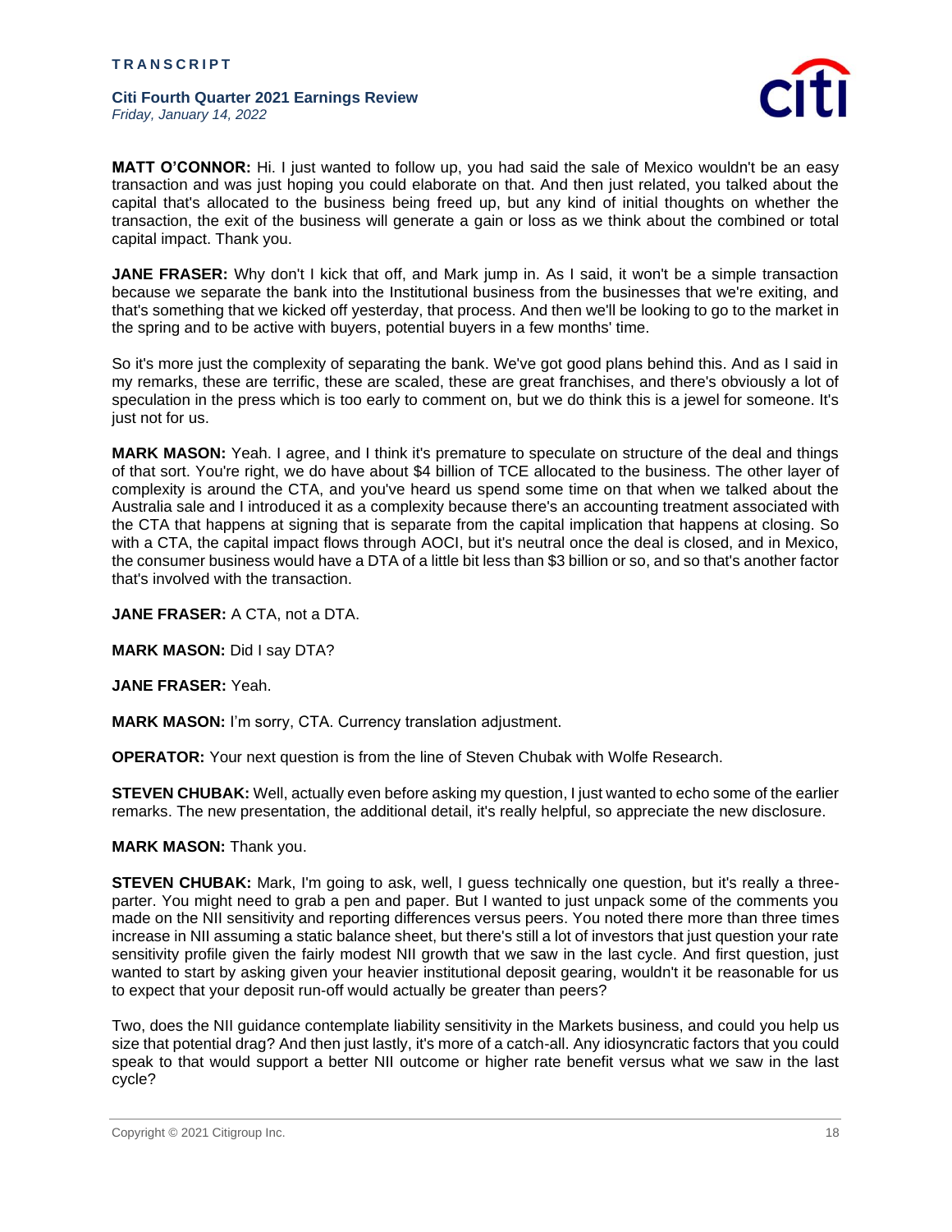**MATT O'CONNOR:** Hi. I just wanted to follow up, you had said the sale of Mexico wouldn't be an easy transaction and was just hoping you could elaborate on that. And then just related, you talked about the capital that's allocated to the business being freed up, but any kind of initial thoughts on whether the transaction, the exit of the business will generate a gain or loss as we think about the combined or total capital impact. Thank you.

**JANE FRASER:** Why don't I kick that off, and Mark jump in. As I said, it won't be a simple transaction because we separate the bank into the Institutional business from the businesses that we're exiting, and that's something that we kicked off yesterday, that process. And then we'll be looking to go to the market in the spring and to be active with buyers, potential buyers in a few months' time.

So it's more just the complexity of separating the bank. We've got good plans behind this. And as I said in my remarks, these are terrific, these are scaled, these are great franchises, and there's obviously a lot of speculation in the press which is too early to comment on, but we do think this is a jewel for someone. It's just not for us.

**MARK MASON:** Yeah. I agree, and I think it's premature to speculate on structure of the deal and things of that sort. You're right, we do have about $4 billion of TCE allocated to the business. The other layer of complexity is around the CTA, and you've heard us spend some time on that when we talked about the Australia sale and I introduced it as a complexity because there's an accounting treatment associated with the CTA that happens at signing that is separate from the capital implication that happens at closing. So with a CTA, the capital impact flows through AOCI, but it's neutral once the deal is closed, and in Mexico, the consumer business would have a DTA of a little bit less than $3 billion or so, and so that's another factor that's involved with the transaction.

**JANE FRASER:** A CTA, not a DTA.

**MARK MASON:** Did I say DTA?

**JANE FRASER:** Yeah.

**MARK MASON:** I'm sorry, CTA. Currency translation adjustment.

**OPERATOR:** Your next question is from the line of Steven Chubak with Wolfe Research.

**STEVEN CHUBAK:** Well, actually even before asking my question, I just wanted to echo some of the earlier remarks. The new presentation, the additional detail, it's really helpful, so appreciate the new disclosure.

**MARK MASON:** Thank you.

**STEVEN CHUBAK:** Mark, I'm going to ask, well, I guess technically one question, but it's really a three-parter. You might need to grab a pen and paper. But I wanted to just unpack some of the comments you made on the NII sensitivity and reporting differences versus peers. You noted there more than three times increase in NII assuming a static balance sheet, but there's still a lot of investors that just question your rate sensitivity profile given the fairly modest NII growth that we saw in the last cycle. And first question, just wanted to start by asking given your heavier institutional deposit gearing, wouldn't it be reasonable for us to expect that your deposit run-off would actually be greater than peers?

Two, does the NII guidance contemplate liability sensitivity in the Markets business, and could you help us size that potential drag? And then just lastly, it's more of a catch-all. Any idiosyncratic factors that you could speak to that would support a better NII outcome or higher rate benefit versus what we saw in the last cycle?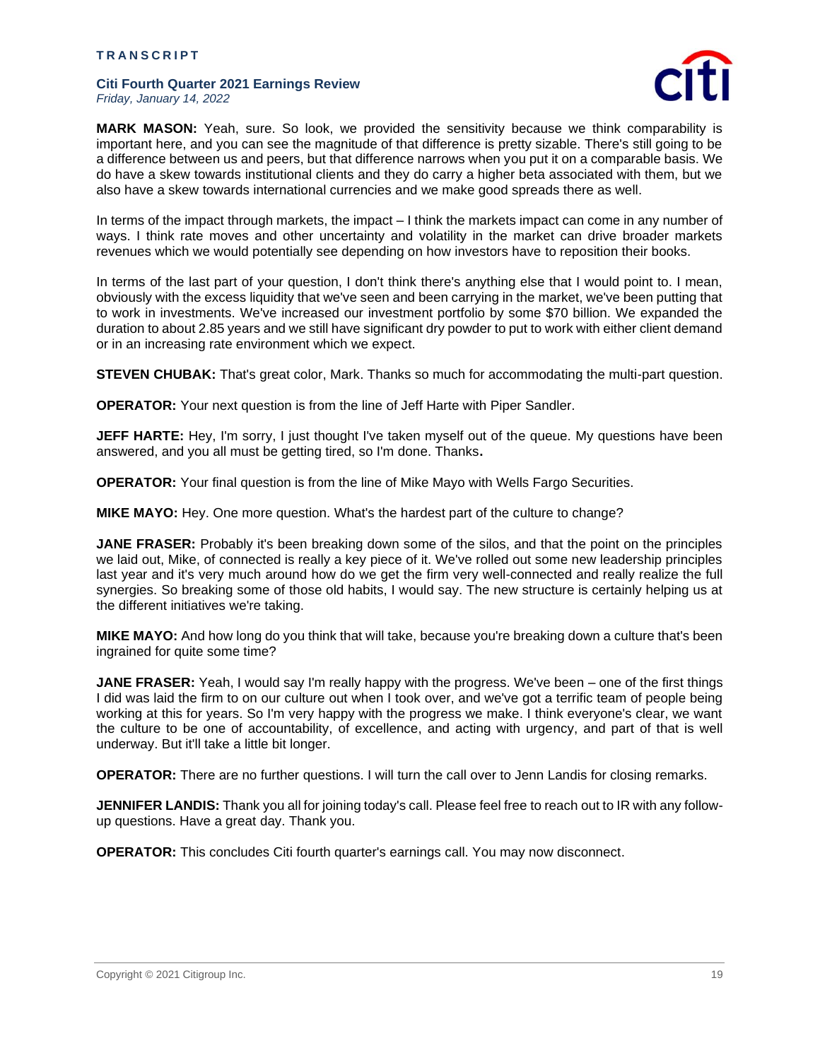**MARK MASON:** Yeah, sure. So look, we provided the sensitivity because we think comparability is important here, and you can see the magnitude of that difference is pretty sizable. There's still going to be a difference between us and peers, but that difference narrows when you put it on a comparable basis. We do have a skew towards institutional clients and they do carry a higher beta associated with them, but we also have a skew towards international currencies and we make good spreads there as well.

In terms of the impact through markets, the impact – I think the markets impact can come in any number of ways. I think rate moves and other uncertainty and volatility in the market can drive broader markets revenues which we would potentially see depending on how investors have to reposition their books.

In terms of the last part of your question, I don't think there's anything else that I would point to. I mean, obviously with the excess liquidity that we've seen and been carrying in the market, we've been putting that to work in investments. We've increased our investment portfolio by some $70 billion. We expanded the duration to about 2.85 years and we still have significant dry powder to put to work with either client demand or in an increasing rate environment which we expect.

**STEVEN CHUBAK:** That's great color, Mark. Thanks so much for accommodating the multi-part question.

**OPERATOR:** Your next question is from the line of Jeff Harte with Piper Sandler.

**JEFF HARTE:** Hey, I'm sorry, I just thought I've taken myself out of the queue. My questions have been answered, and you all must be getting tired, so I'm done. Thanks**.**

**OPERATOR:** Your final question is from the line of Mike Mayo with Wells Fargo Securities.

**MIKE MAYO:** Hey. One more question. What's the hardest part of the culture to change?

**JANE FRASER:** Probably it's been breaking down some of the silos, and that the point on the principles we laid out, Mike, of connected is really a key piece of it. We've rolled out some new leadership principles last year and it's very much around how do we get the firm very well-connected and really realize the full synergies. So breaking some of those old habits, I would say. The new structure is certainly helping us at the different initiatives we're taking.

**MIKE MAYO:** And how long do you think that will take, because you're breaking down a culture that's been ingrained for quite some time?

**JANE FRASER:** Yeah, I would say I'm really happy with the progress. We've been – one of the first things I did was laid the firm to on our culture out when I took over, and we've got a terrific team of people being working at this for years. So I'm very happy with the progress we make. I think everyone's clear, we want the culture to be one of accountability, of excellence, and acting with urgency, and part of that is well underway. But it'll take a little bit longer.

**OPERATOR:** There are no further questions. I will turn the call over to Jenn Landis for closing remarks.

**JENNIFER LANDIS:** Thank you all for joining today's call. Please feel free to reach out to IR with any follow-up questions. Have a great day. Thank you.

**OPERATOR:** This concludes Citi fourth quarter's earnings call. You may now disconnect.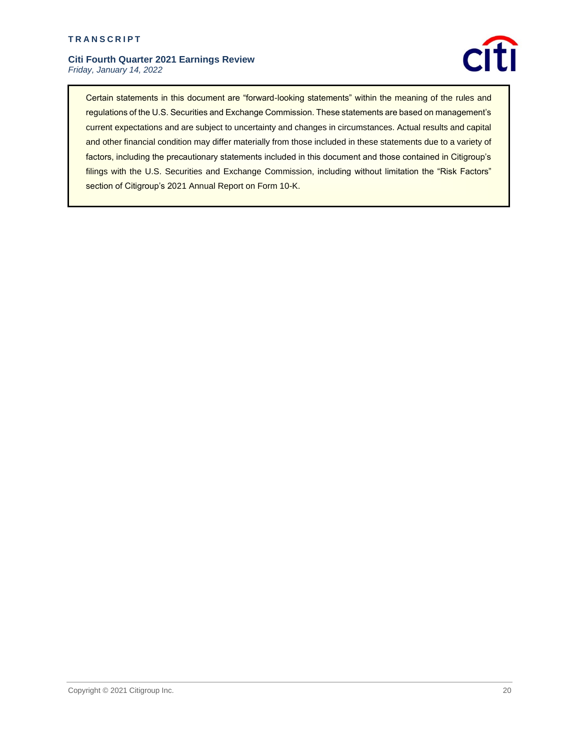Certain statements in this document are "forward-looking statements" within the meaning of the rules and regulations of the U.S. Securities and Exchange Commission. These statements are based on management's current expectations and are subject to uncertainty and changes in circumstances. Actual results and capital and other financial condition may differ materially from those included in these statements due to a variety of factors, including the precautionary statements included in this document and those contained in Citigroup's filings with the U.S. Securities and Exchange Commission, including without limitation the "Risk Factors" section of Citigroup's 2021 Annual Report on Form 10-K.